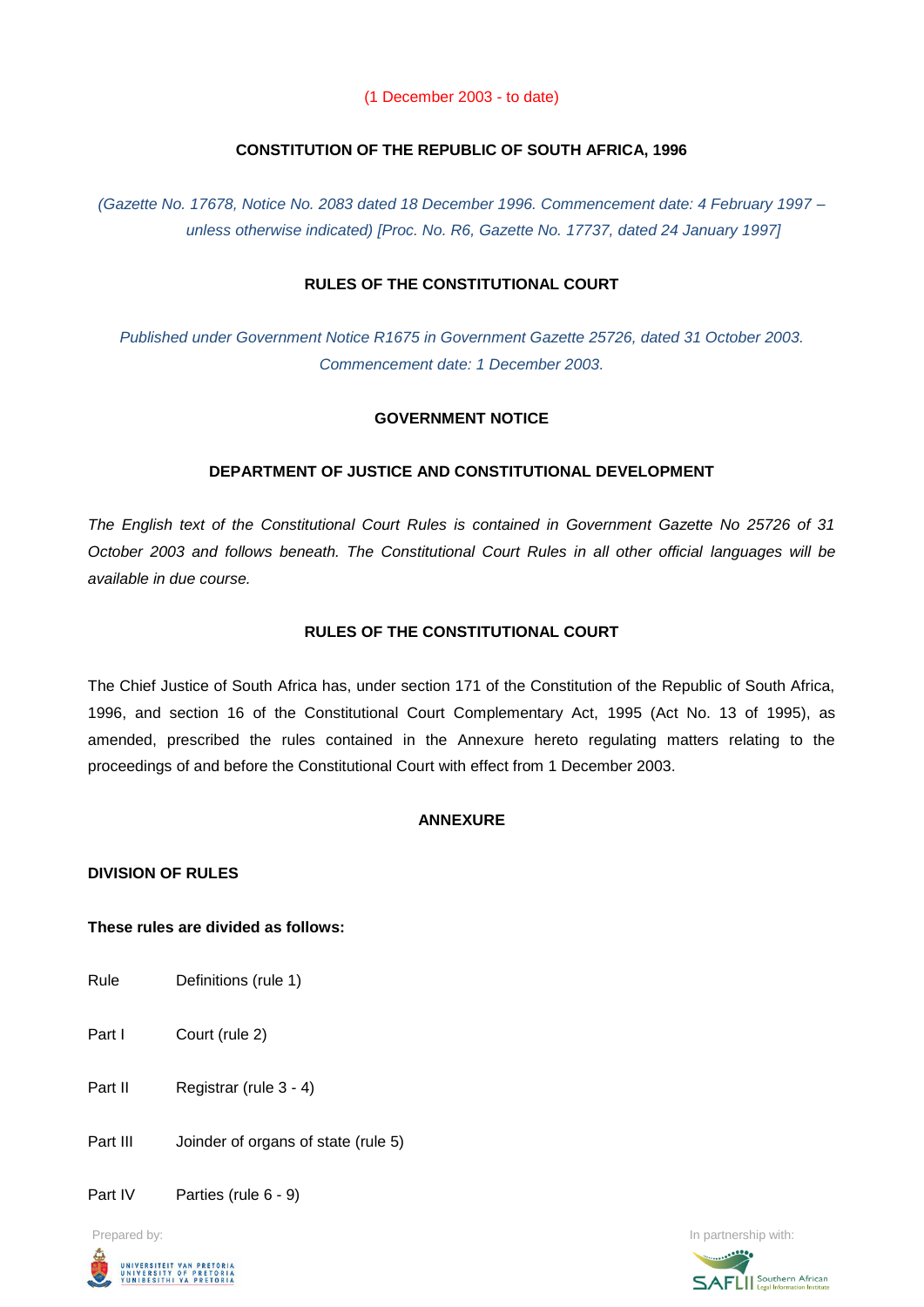(1 December 2003 - to date)

## CONSTITUTION OF THE REPUBLIC OF SOUTH AFRICA, 1996

*(Gazette No. 17678, Notice No. 2083 dated 18 December 1996. Commencement date: 4 February 1997 – unless otherwise indicated) [Proc. No. R6, Gazette No. 17737, dated 24 January 1997]*

## RULES OF THE CONSTITUTIONAL COURT

*Published under Government Notice R1675 in Government Gazette 25726, dated 31 October 2003. Commencement date: 1 December 2003.*

### GOVERNMENT NOTICE

### DEPARTMENT OF JUSTICE AND CONSTITUTIONAL DEVELOPMENT

*The English text of the Constitutional Court Rules is contained in Government Gazette No 25726 of 31 October 2003 and follows beneath. The Constitutional Court Rules in all other official languages will be available in due course.*

## RULES OF THE CONSTITUTIONAL COURT

The Chief Justice of South Africa has, under section 171 of the Constitution of the Republic of South Africa, 1996, and section 16 of the Constitutional Court Complementary Act, 1995 (Act No. 13 of 1995), as amended, prescribed the rules contained in the Annexure hereto regulating matters relating to the proceedings of and before the Constitutional Court with effect from 1 December 2003.

### ANNEXURE

**DIVISION OF RULES**

**These rules are divided as follows:**

| | |
|---|---|
| Rule | Definitions (rule 1) |
| Part I | Court (rule 2) |
| Part II | Registrar (rule 3 - 4) |
| Part III | Joinder of organs of state (rule 5) |
| Part IV | Parties (rule 6 - 9) |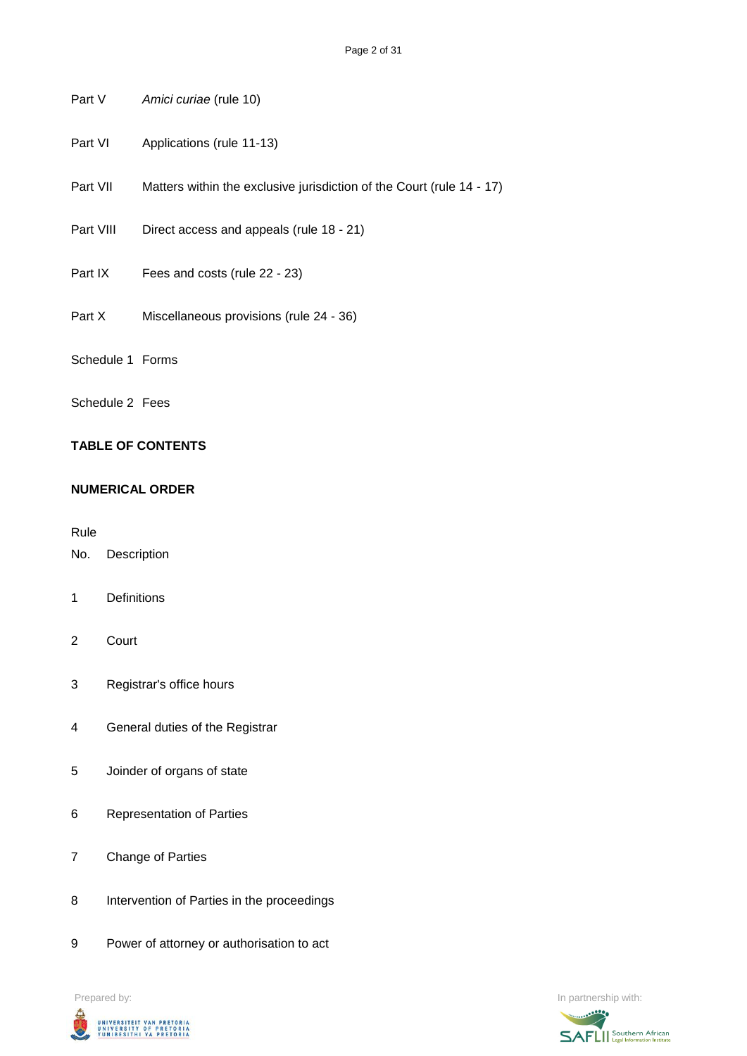| | |
|---|---|
| Part V | *Amici curiae* (rule 10) |
| Part VI | Applications (rule 11-13) |
| Part VII | Matters within the exclusive jurisdiction of the Court (rule 14 - 17) |
| Part VIII | Direct access and appeals (rule 18 - 21) |
| Part IX | Fees and costs (rule 22 - 23) |
| Part X | Miscellaneous provisions (rule 24 - 36) |
| Schedule 1 | Forms |
| Schedule 2 | Fees |

**TABLE OF CONTENTS**

**NUMERICAL ORDER**

| Rule No. | Description |
|---|---|
| 1 | Definitions |
| 2 | Court |
| 3 | Registrar's office hours |
| 4 | General duties of the Registrar |
| 5 | Joinder of organs of state |
| 6 | Representation of Parties |
| 7 | Change of Parties |
| 8 | Intervention of Parties in the proceedings |
| 9 | Power of attorney or authorisation to act |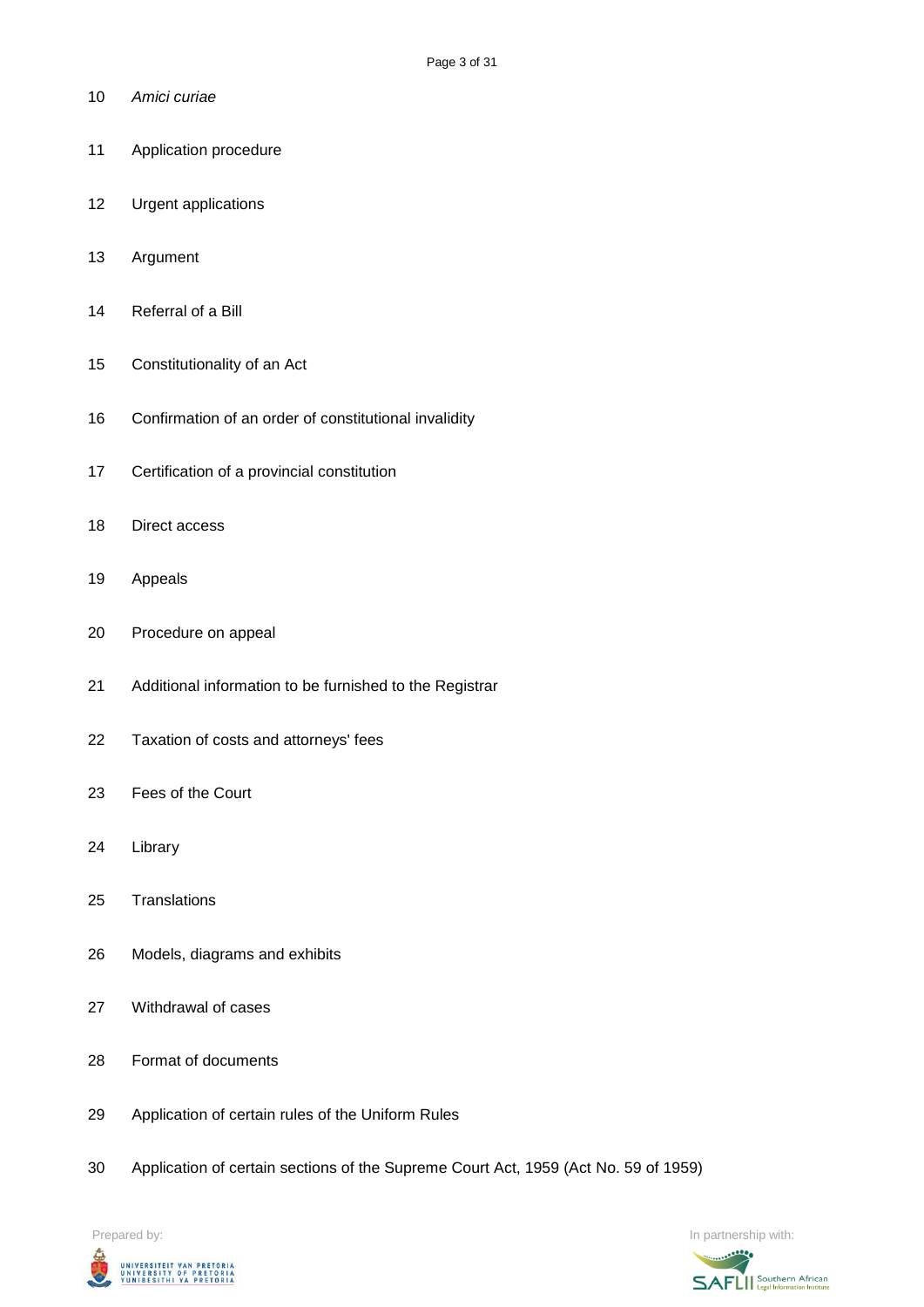10 *Amici curiae*

11 Application procedure

12 Urgent applications

13 Argument

14 Referral of a Bill

15 Constitutionality of an Act

16 Confirmation of an order of constitutional invalidity

17 Certification of a provincial constitution

18 Direct access

19 Appeals

20 Procedure on appeal

21 Additional information to be furnished to the Registrar

22 Taxation of costs and attorneys' fees

23 Fees of the Court

24 Library

25 Translations

26 Models, diagrams and exhibits

27 Withdrawal of cases

28 Format of documents

29 Application of certain rules of the Uniform Rules

30 Application of certain sections of the Supreme Court Act, 1959 (Act No. 59 of 1959)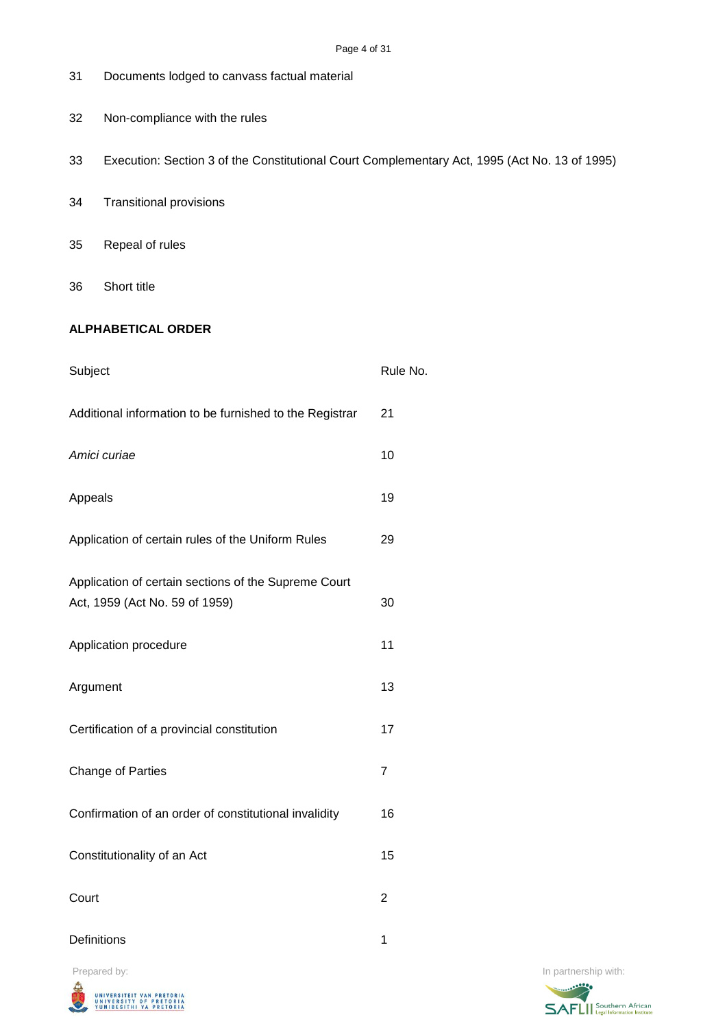31 Documents lodged to canvass factual material

32 Non-compliance with the rules

33 Execution: Section 3 of the Constitutional Court Complementary Act, 1995 (Act No. 13 of 1995)

34 Transitional provisions

35 Repeal of rules

36 Short title

**ALPHABETICAL ORDER**

| Subject | Rule No. |
|---|---|
| Additional information to be furnished to the Registrar | 21 |
| *Amici curiae* | 10 |
| Appeals | 19 |
| Application of certain rules of the Uniform Rules | 29 |
| Application of certain sections of the Supreme Court Act, 1959 (Act No. 59 of 1959) | 30 |
| Application procedure | 11 |
| Argument | 13 |
| Certification of a provincial constitution | 17 |
| Change of Parties | 7 |
| Confirmation of an order of constitutional invalidity | 16 |
| Constitutionality of an Act | 15 |
| Court | 2 |
| Definitions | 1 |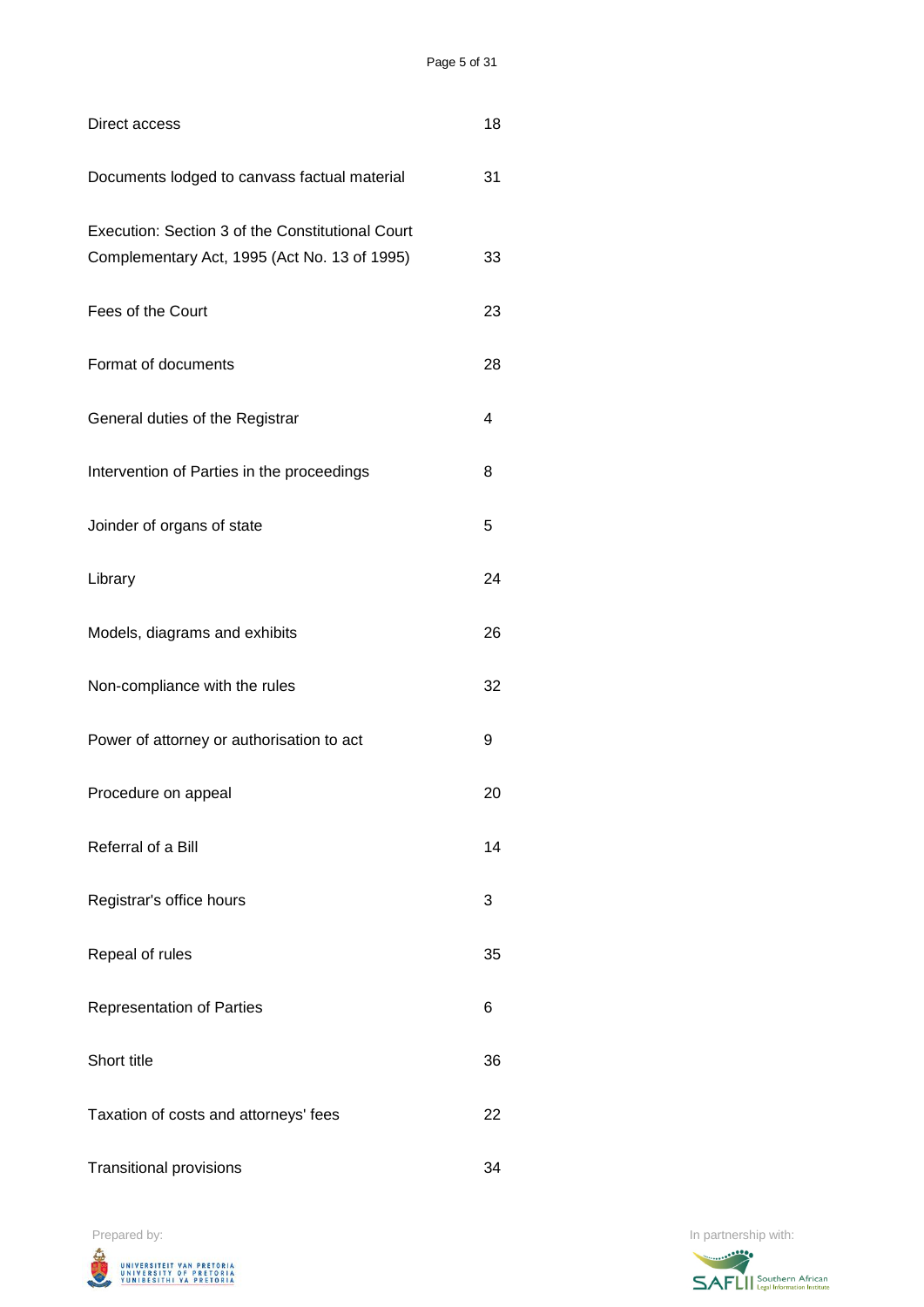| | |
|---|---|
| Direct access | 18 |
| Documents lodged to canvass factual material | 31 |
| Execution: Section 3 of the Constitutional Court Complementary Act, 1995 (Act No. 13 of 1995) | 33 |
| Fees of the Court | 23 |
| Format of documents | 28 |
| General duties of the Registrar | 4 |
| Intervention of Parties in the proceedings | 8 |
| Joinder of organs of state | 5 |
| Library | 24 |
| Models, diagrams and exhibits | 26 |
| Non-compliance with the rules | 32 |
| Power of attorney or authorisation to act | 9 |
| Procedure on appeal | 20 |
| Referral of a Bill | 14 |
| Registrar's office hours | 3 |
| Repeal of rules | 35 |
| Representation of Parties | 6 |
| Short title | 36 |
| Taxation of costs and attorneys' fees | 22 |
| Transitional provisions | 34 |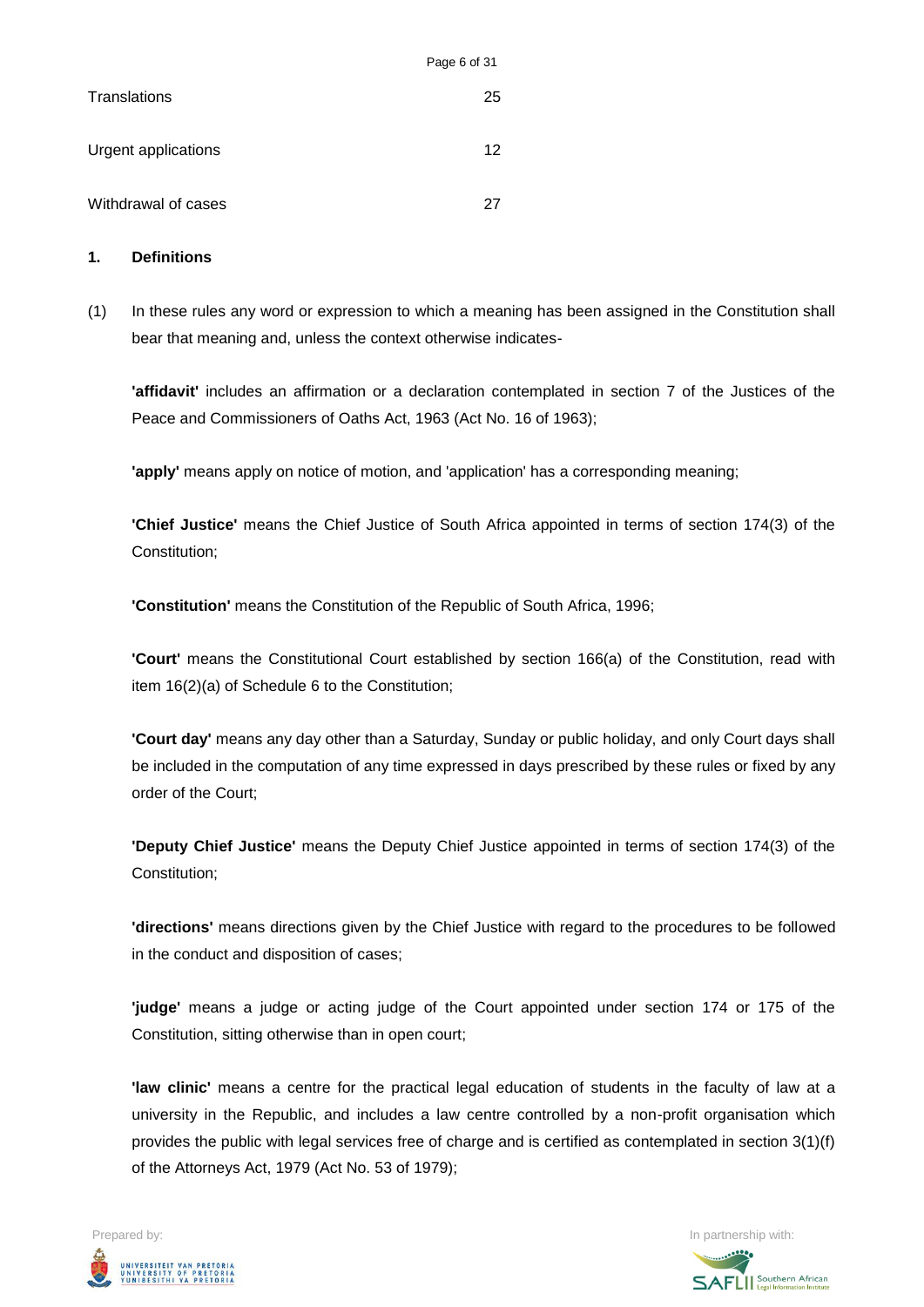| | |
|---|---|
| Translations | 25 |
| Urgent applications | 12 |
| Withdrawal of cases | 27 |

## 1. Definitions

(1) In these rules any word or expression to which a meaning has been assigned in the Constitution shall bear that meaning and, unless the context otherwise indicates-

**'affidavit'** includes an affirmation or a declaration contemplated in section 7 of the Justices of the Peace and Commissioners of Oaths Act, 1963 (Act No. 16 of 1963);

**'apply'** means apply on notice of motion, and 'application' has a corresponding meaning;

**'Chief Justice'** means the Chief Justice of South Africa appointed in terms of section 174(3) of the Constitution;

**'Constitution'** means the Constitution of the Republic of South Africa, 1996;

**'Court'** means the Constitutional Court established by section 166(a) of the Constitution, read with item 16(2)(a) of Schedule 6 to the Constitution;

**'Court day'** means any day other than a Saturday, Sunday or public holiday, and only Court days shall be included in the computation of any time expressed in days prescribed by these rules or fixed by any order of the Court;

**'Deputy Chief Justice'** means the Deputy Chief Justice appointed in terms of section 174(3) of the Constitution;

**'directions'** means directions given by the Chief Justice with regard to the procedures to be followed in the conduct and disposition of cases;

**'judge'** means a judge or acting judge of the Court appointed under section 174 or 175 of the Constitution, sitting otherwise than in open court;

**'law clinic'** means a centre for the practical legal education of students in the faculty of law at a university in the Republic, and includes a law centre controlled by a non-profit organisation which provides the public with legal services free of charge and is certified as contemplated in section 3(1)(f) of the Attorneys Act, 1979 (Act No. 53 of 1979);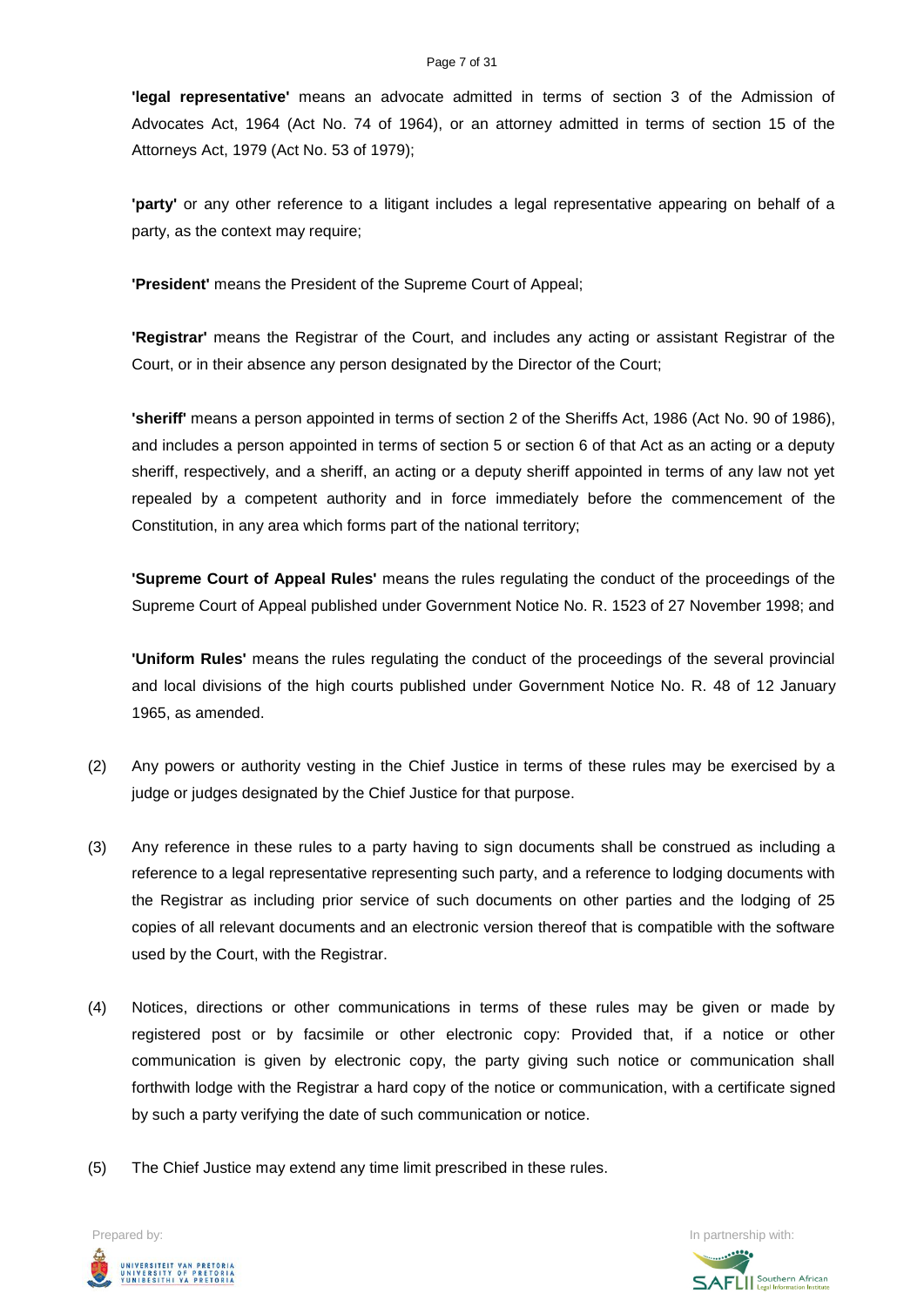**'legal representative'** means an advocate admitted in terms of section 3 of the Admission of Advocates Act, 1964 (Act No. 74 of 1964), or an attorney admitted in terms of section 15 of the Attorneys Act, 1979 (Act No. 53 of 1979);

**'party'** or any other reference to a litigant includes a legal representative appearing on behalf of a party, as the context may require;

**'President'** means the President of the Supreme Court of Appeal;

**'Registrar'** means the Registrar of the Court, and includes any acting or assistant Registrar of the Court, or in their absence any person designated by the Director of the Court;

**'sheriff'** means a person appointed in terms of section 2 of the Sheriffs Act, 1986 (Act No. 90 of 1986), and includes a person appointed in terms of section 5 or section 6 of that Act as an acting or a deputy sheriff, respectively, and a sheriff, an acting or a deputy sheriff appointed in terms of any law not yet repealed by a competent authority and in force immediately before the commencement of the Constitution, in any area which forms part of the national territory;

**'Supreme Court of Appeal Rules'** means the rules regulating the conduct of the proceedings of the Supreme Court of Appeal published under Government Notice No. R. 1523 of 27 November 1998; and

**'Uniform Rules'** means the rules regulating the conduct of the proceedings of the several provincial and local divisions of the high courts published under Government Notice No. R. 48 of 12 January 1965, as amended.

(2) Any powers or authority vesting in the Chief Justice in terms of these rules may be exercised by a judge or judges designated by the Chief Justice for that purpose.

(3) Any reference in these rules to a party having to sign documents shall be construed as including a reference to a legal representative representing such party, and a reference to lodging documents with the Registrar as including prior service of such documents on other parties and the lodging of 25 copies of all relevant documents and an electronic version thereof that is compatible with the software used by the Court, with the Registrar.

(4) Notices, directions or other communications in terms of these rules may be given or made by registered post or by facsimile or other electronic copy: Provided that, if a notice or other communication is given by electronic copy, the party giving such notice or communication shall forthwith lodge with the Registrar a hard copy of the notice or communication, with a certificate signed by such a party verifying the date of such communication or notice.

(5) The Chief Justice may extend any time limit prescribed in these rules.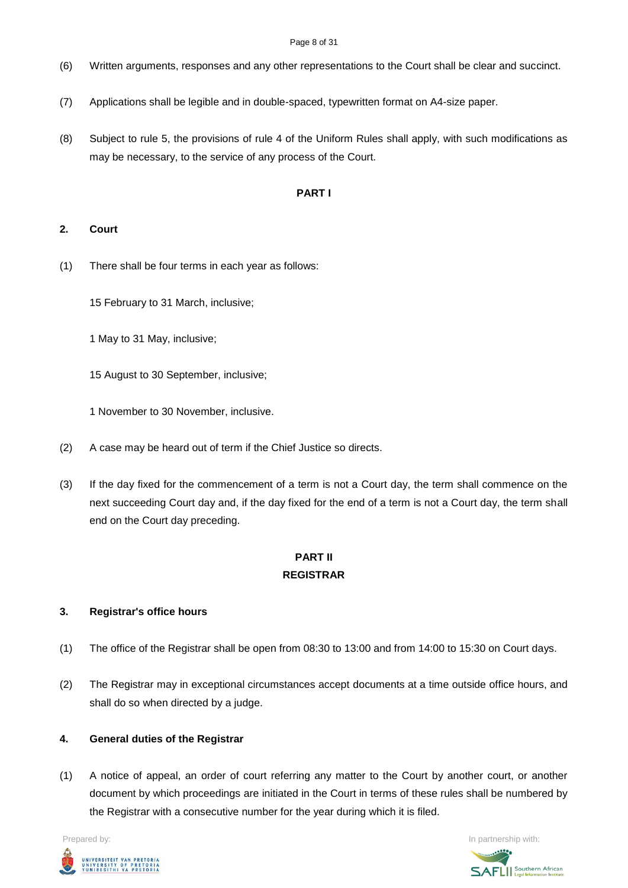(6) Written arguments, responses and any other representations to the Court shall be clear and succinct.

(7) Applications shall be legible and in double-spaced, typewritten format on A4-size paper.

(8) Subject to rule 5, the provisions of rule 4 of the Uniform Rules shall apply, with such modifications as may be necessary, to the service of any process of the Court.

**PART I**

**2. Court**

(1) There shall be four terms in each year as follows:

15 February to 31 March, inclusive;

1 May to 31 May, inclusive;

15 August to 30 September, inclusive;

1 November to 30 November, inclusive.

(2) A case may be heard out of term if the Chief Justice so directs.

(3) If the day fixed for the commencement of a term is not a Court day, the term shall commence on the next succeeding Court day and, if the day fixed for the end of a term is not a Court day, the term shall end on the Court day preceding.

**PART II**
**REGISTRAR**

**3. Registrar's office hours**

(1) The office of the Registrar shall be open from 08:30 to 13:00 and from 14:00 to 15:30 on Court days.

(2) The Registrar may in exceptional circumstances accept documents at a time outside office hours, and shall do so when directed by a judge.

**4. General duties of the Registrar**

(1) A notice of appeal, an order of court referring any matter to the Court by another court, or another document by which proceedings are initiated in the Court in terms of these rules shall be numbered by the Registrar with a consecutive number for the year during which it is filed.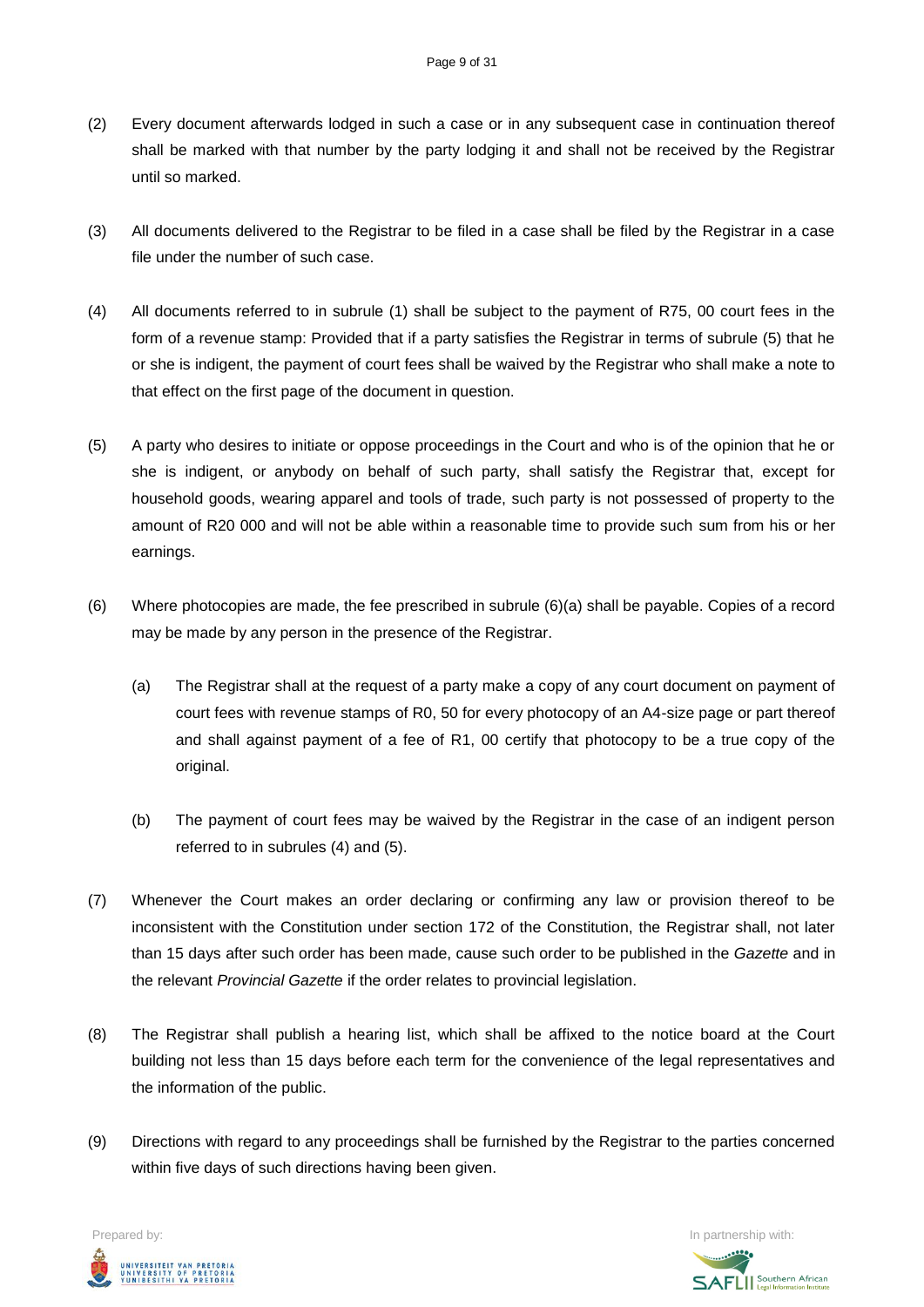(2) Every document afterwards lodged in such a case or in any subsequent case in continuation thereof shall be marked with that number by the party lodging it and shall not be received by the Registrar until so marked.

(3) All documents delivered to the Registrar to be filed in a case shall be filed by the Registrar in a case file under the number of such case.

(4) All documents referred to in subrule (1) shall be subject to the payment of R75, 00 court fees in the form of a revenue stamp: Provided that if a party satisfies the Registrar in terms of subrule (5) that he or she is indigent, the payment of court fees shall be waived by the Registrar who shall make a note to that effect on the first page of the document in question.

(5) A party who desires to initiate or oppose proceedings in the Court and who is of the opinion that he or she is indigent, or anybody on behalf of such party, shall satisfy the Registrar that, except for household goods, wearing apparel and tools of trade, such party is not possessed of property to the amount of R20 000 and will not be able within a reasonable time to provide such sum from his or her earnings.

(6) Where photocopies are made, the fee prescribed in subrule (6)(a) shall be payable. Copies of a record may be made by any person in the presence of the Registrar.

   (a) The Registrar shall at the request of a party make a copy of any court document on payment of court fees with revenue stamps of R0, 50 for every photocopy of an A4-size page or part thereof and shall against payment of a fee of R1, 00 certify that photocopy to be a true copy of the original.

   (b) The payment of court fees may be waived by the Registrar in the case of an indigent person referred to in subrules (4) and (5).

(7) Whenever the Court makes an order declaring or confirming any law or provision thereof to be inconsistent with the Constitution under section 172 of the Constitution, the Registrar shall, not later than 15 days after such order has been made, cause such order to be published in the *Gazette* and in the relevant *Provincial Gazette* if the order relates to provincial legislation.

(8) The Registrar shall publish a hearing list, which shall be affixed to the notice board at the Court building not less than 15 days before each term for the convenience of the legal representatives and the information of the public.

(9) Directions with regard to any proceedings shall be furnished by the Registrar to the parties concerned within five days of such directions having been given.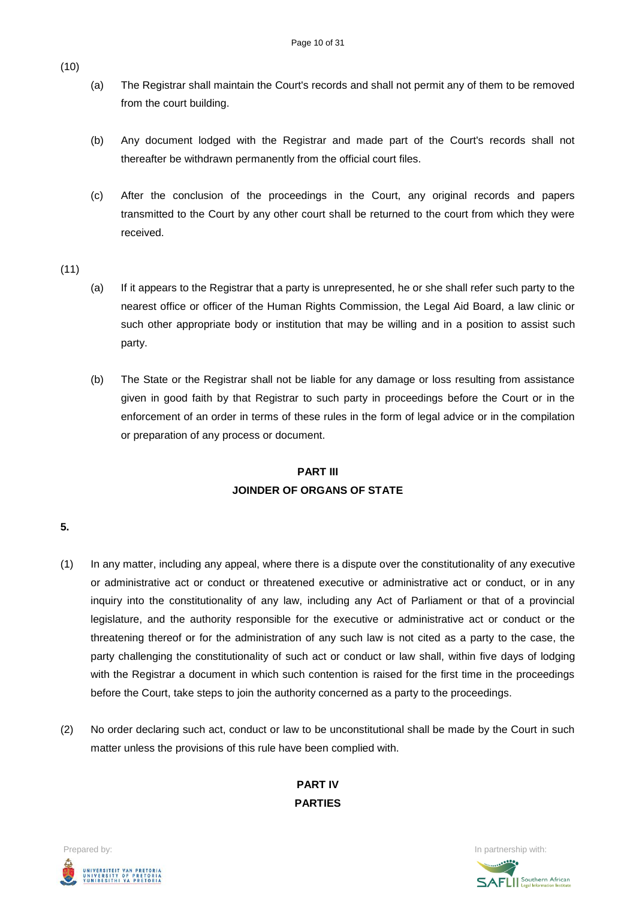(10)

(a) The Registrar shall maintain the Court's records and shall not permit any of them to be removed from the court building.

(b) Any document lodged with the Registrar and made part of the Court's records shall not thereafter be withdrawn permanently from the official court files.

(c) After the conclusion of the proceedings in the Court, any original records and papers transmitted to the Court by any other court shall be returned to the court from which they were received.

(11)

(a) If it appears to the Registrar that a party is unrepresented, he or she shall refer such party to the nearest office or officer of the Human Rights Commission, the Legal Aid Board, a law clinic or such other appropriate body or institution that may be willing and in a position to assist such party.

(b) The State or the Registrar shall not be liable for any damage or loss resulting from assistance given in good faith by that Registrar to such party in proceedings before the Court or in the enforcement of an order in terms of these rules in the form of legal advice or in the compilation or preparation of any process or document.

## PART III
## JOINDER OF ORGANS OF STATE

**5.**

(1) In any matter, including any appeal, where there is a dispute over the constitutionality of any executive or administrative act or conduct or threatened executive or administrative act or conduct, or in any inquiry into the constitutionality of any law, including any Act of Parliament or that of a provincial legislature, and the authority responsible for the executive or administrative act or conduct or the threatening thereof or for the administration of any such law is not cited as a party to the case, the party challenging the constitutionality of such act or conduct or law shall, within five days of lodging with the Registrar a document in which such contention is raised for the first time in the proceedings before the Court, take steps to join the authority concerned as a party to the proceedings.

(2) No order declaring such act, conduct or law to be unconstitutional shall be made by the Court in such matter unless the provisions of this rule have been complied with.

## PART IV
## PARTIES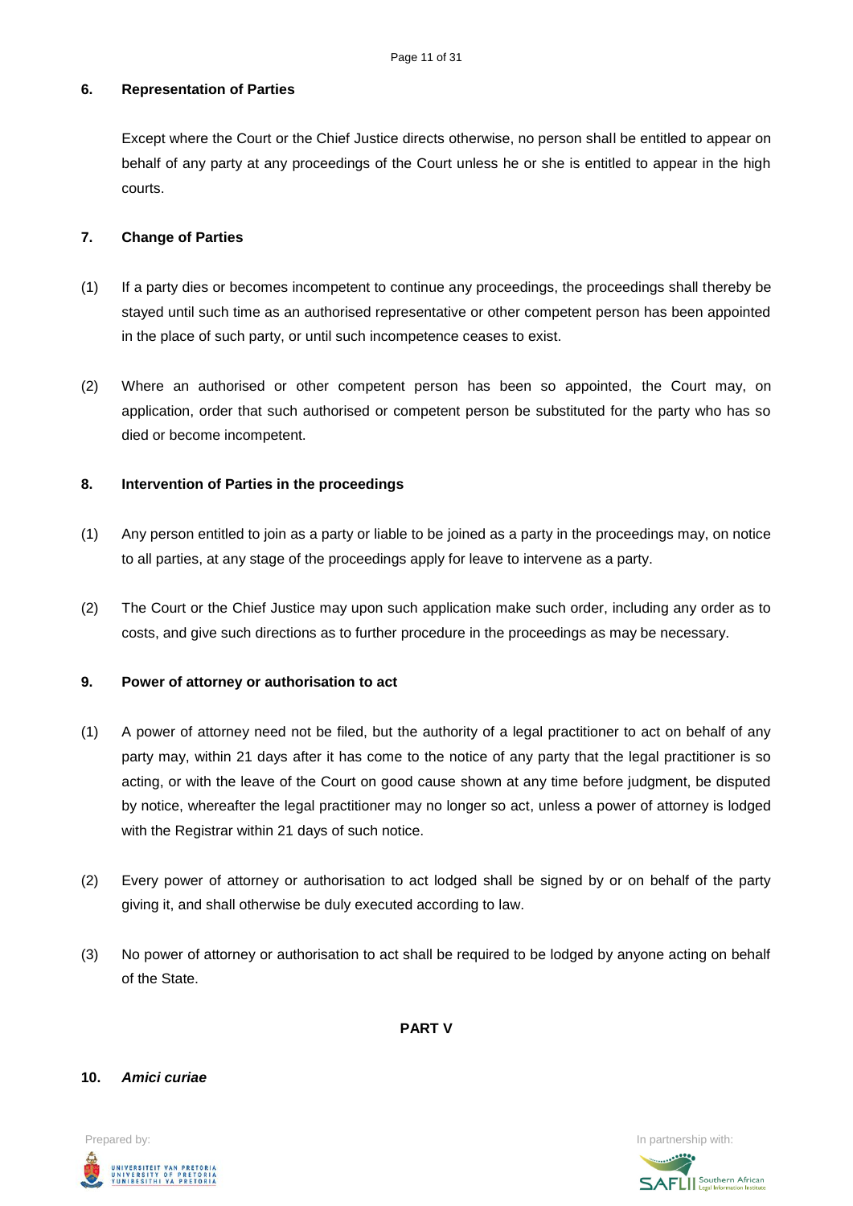## 6. Representation of Parties

Except where the Court or the Chief Justice directs otherwise, no person shall be entitled to appear on behalf of any party at any proceedings of the Court unless he or she is entitled to appear in the high courts.

## 7. Change of Parties

(1) If a party dies or becomes incompetent to continue any proceedings, the proceedings shall thereby be stayed until such time as an authorised representative or other competent person has been appointed in the place of such party, or until such incompetence ceases to exist.

(2) Where an authorised or other competent person has been so appointed, the Court may, on application, order that such authorised or competent person be substituted for the party who has so died or become incompetent.

## 8. Intervention of Parties in the proceedings

(1) Any person entitled to join as a party or liable to be joined as a party in the proceedings may, on notice to all parties, at any stage of the proceedings apply for leave to intervene as a party.

(2) The Court or the Chief Justice may upon such application make such order, including any order as to costs, and give such directions as to further procedure in the proceedings as may be necessary.

## 9. Power of attorney or authorisation to act

(1) A power of attorney need not be filed, but the authority of a legal practitioner to act on behalf of any party may, within 21 days after it has come to the notice of any party that the legal practitioner is so acting, or with the leave of the Court on good cause shown at any time before judgment, be disputed by notice, whereafter the legal practitioner may no longer so act, unless a power of attorney is lodged with the Registrar within 21 days of such notice.

(2) Every power of attorney or authorisation to act lodged shall be signed by or on behalf of the party giving it, and shall otherwise be duly executed according to law.

(3) No power of attorney or authorisation to act shall be required to be lodged by anyone acting on behalf of the State.

# PART V

## 10. *Amici curiae*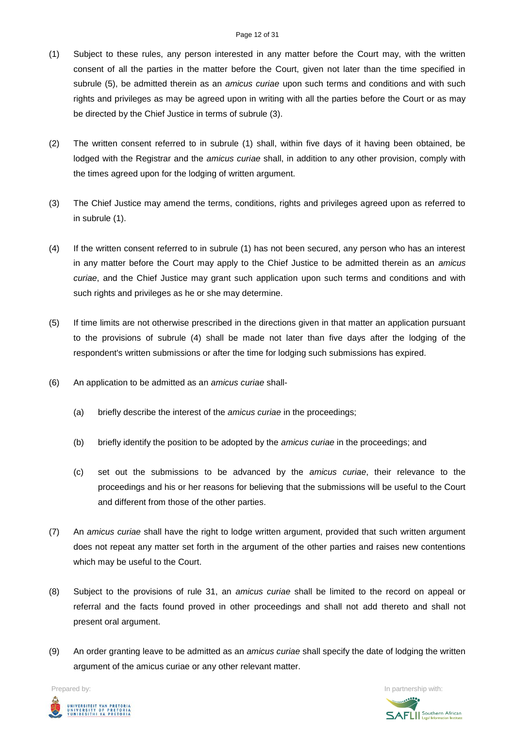(1) Subject to these rules, any person interested in any matter before the Court may, with the written consent of all the parties in the matter before the Court, given not later than the time specified in subrule (5), be admitted therein as an *amicus curiae* upon such terms and conditions and with such rights and privileges as may be agreed upon in writing with all the parties before the Court or as may be directed by the Chief Justice in terms of subrule (3).

(2) The written consent referred to in subrule (1) shall, within five days of it having been obtained, be lodged with the Registrar and the *amicus curiae* shall, in addition to any other provision, comply with the times agreed upon for the lodging of written argument.

(3) The Chief Justice may amend the terms, conditions, rights and privileges agreed upon as referred to in subrule (1).

(4) If the written consent referred to in subrule (1) has not been secured, any person who has an interest in any matter before the Court may apply to the Chief Justice to be admitted therein as an *amicus curiae*, and the Chief Justice may grant such application upon such terms and conditions and with such rights and privileges as he or she may determine.

(5) If time limits are not otherwise prescribed in the directions given in that matter an application pursuant to the provisions of subrule (4) shall be made not later than five days after the lodging of the respondent's written submissions or after the time for lodging such submissions has expired.

(6) An application to be admitted as an *amicus curiae* shall-

  (a) briefly describe the interest of the *amicus curiae* in the proceedings;

  (b) briefly identify the position to be adopted by the *amicus curiae* in the proceedings; and

  (c) set out the submissions to be advanced by the *amicus curiae*, their relevance to the proceedings and his or her reasons for believing that the submissions will be useful to the Court and different from those of the other parties.

(7) An *amicus curiae* shall have the right to lodge written argument, provided that such written argument does not repeat any matter set forth in the argument of the other parties and raises new contentions which may be useful to the Court.

(8) Subject to the provisions of rule 31, an *amicus curiae* shall be limited to the record on appeal or referral and the facts found proved in other proceedings and shall not add thereto and shall not present oral argument.

(9) An order granting leave to be admitted as an *amicus curiae* shall specify the date of lodging the written argument of the amicus curiae or any other relevant matter.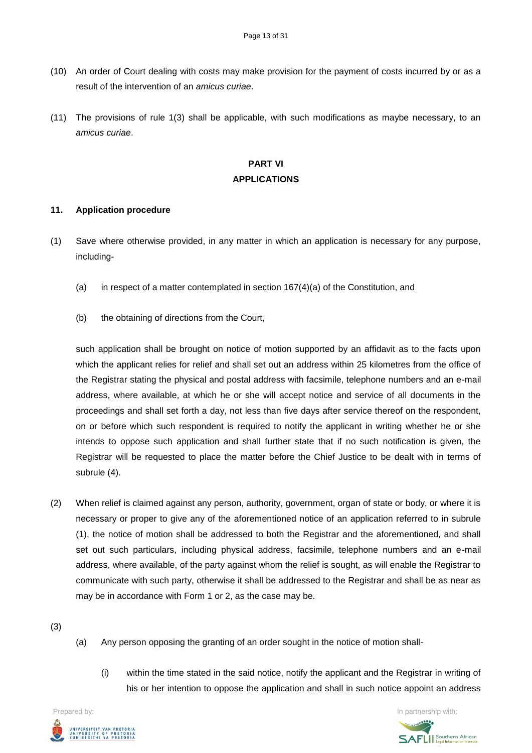(10) An order of Court dealing with costs may make provision for the payment of costs incurred by or as a result of the intervention of an *amicus curiae*.

(11) The provisions of rule 1(3) shall be applicable, with such modifications as maybe necessary, to an *amicus curiae*.

## PART VI
## APPLICATIONS

### 11. Application procedure

(1) Save where otherwise provided, in any matter in which an application is necessary for any purpose, including-

(a) in respect of a matter contemplated in section 167(4)(a) of the Constitution, and

(b) the obtaining of directions from the Court,

such application shall be brought on notice of motion supported by an affidavit as to the facts upon which the applicant relies for relief and shall set out an address within 25 kilometres from the office of the Registrar stating the physical and postal address with facsimile, telephone numbers and an e-mail address, where available, at which he or she will accept notice and service of all documents in the proceedings and shall set forth a day, not less than five days after service thereof on the respondent, on or before which such respondent is required to notify the applicant in writing whether he or she intends to oppose such application and shall further state that if no such notification is given, the Registrar will be requested to place the matter before the Chief Justice to be dealt with in terms of subrule (4).

(2) When relief is claimed against any person, authority, government, organ of state or body, or where it is necessary or proper to give any of the aforementioned notice of an application referred to in subrule (1), the notice of motion shall be addressed to both the Registrar and the aforementioned, and shall set out such particulars, including physical address, facsimile, telephone numbers and an e-mail address, where available, of the party against whom the relief is sought, as will enable the Registrar to communicate with such party, otherwise it shall be addressed to the Registrar and shall be as near as may be in accordance with Form 1 or 2, as the case may be.

(3)

(a) Any person opposing the granting of an order sought in the notice of motion shall-

(i) within the time stated in the said notice, notify the applicant and the Registrar in writing of his or her intention to oppose the application and shall in such notice appoint an address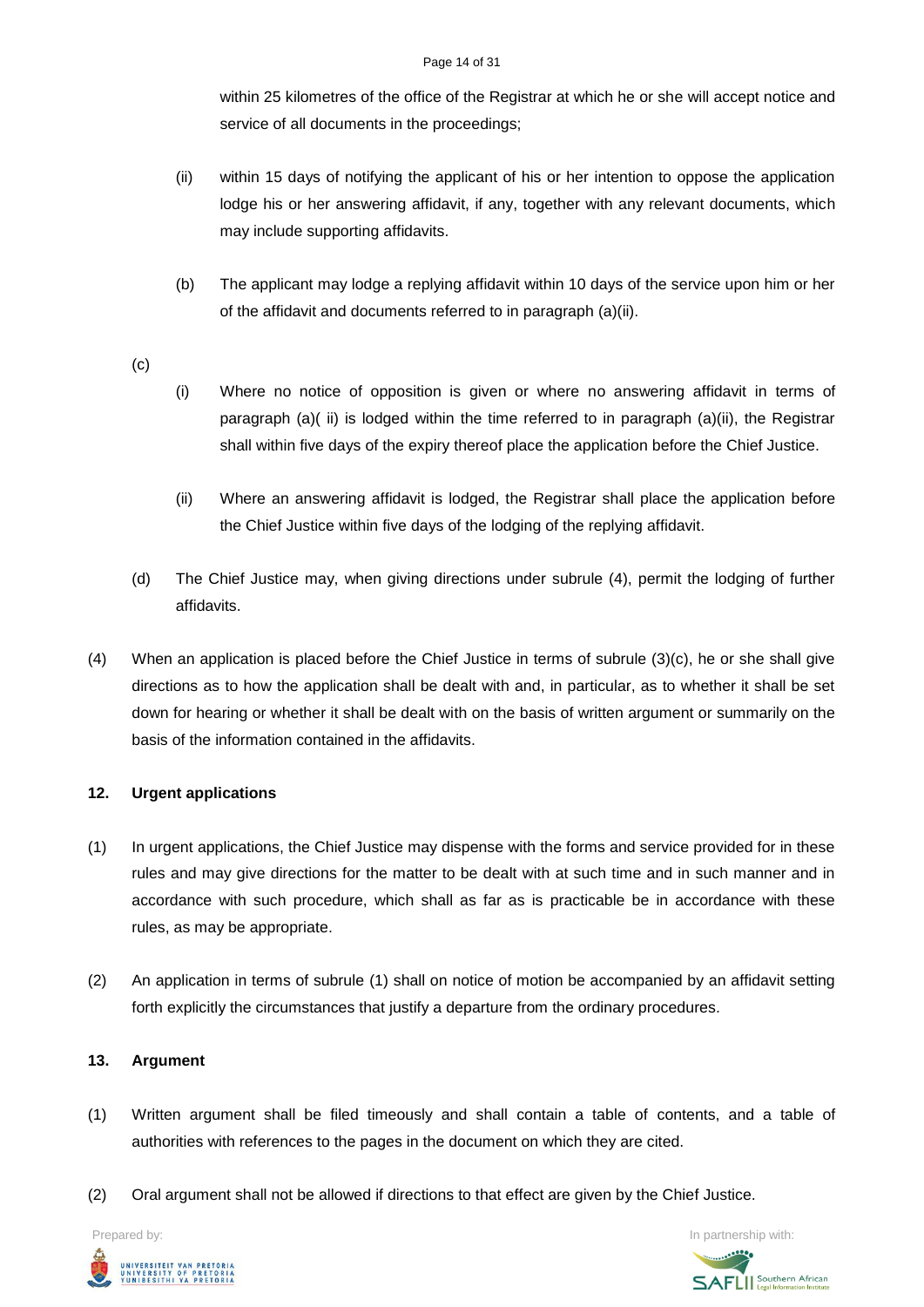within 25 kilometres of the office of the Registrar at which he or she will accept notice and service of all documents in the proceedings;

(ii) within 15 days of notifying the applicant of his or her intention to oppose the application lodge his or her answering affidavit, if any, together with any relevant documents, which may include supporting affidavits.

(b) The applicant may lodge a replying affidavit within 10 days of the service upon him or her of the affidavit and documents referred to in paragraph (a)(ii).

(c)

(i) Where no notice of opposition is given or where no answering affidavit in terms of paragraph (a)( ii) is lodged within the time referred to in paragraph (a)(ii), the Registrar shall within five days of the expiry thereof place the application before the Chief Justice.

(ii) Where an answering affidavit is lodged, the Registrar shall place the application before the Chief Justice within five days of the lodging of the replying affidavit.

(d) The Chief Justice may, when giving directions under subrule (4), permit the lodging of further affidavits.

(4) When an application is placed before the Chief Justice in terms of subrule (3)(c), he or she shall give directions as to how the application shall be dealt with and, in particular, as to whether it shall be set down for hearing or whether it shall be dealt with on the basis of written argument or summarily on the basis of the information contained in the affidavits.

**12. Urgent applications**

(1) In urgent applications, the Chief Justice may dispense with the forms and service provided for in these rules and may give directions for the matter to be dealt with at such time and in such manner and in accordance with such procedure, which shall as far as is practicable be in accordance with these rules, as may be appropriate.

(2) An application in terms of subrule (1) shall on notice of motion be accompanied by an affidavit setting forth explicitly the circumstances that justify a departure from the ordinary procedures.

**13. Argument**

(1) Written argument shall be filed timeously and shall contain a table of contents, and a table of authorities with references to the pages in the document on which they are cited.

(2) Oral argument shall not be allowed if directions to that effect are given by the Chief Justice.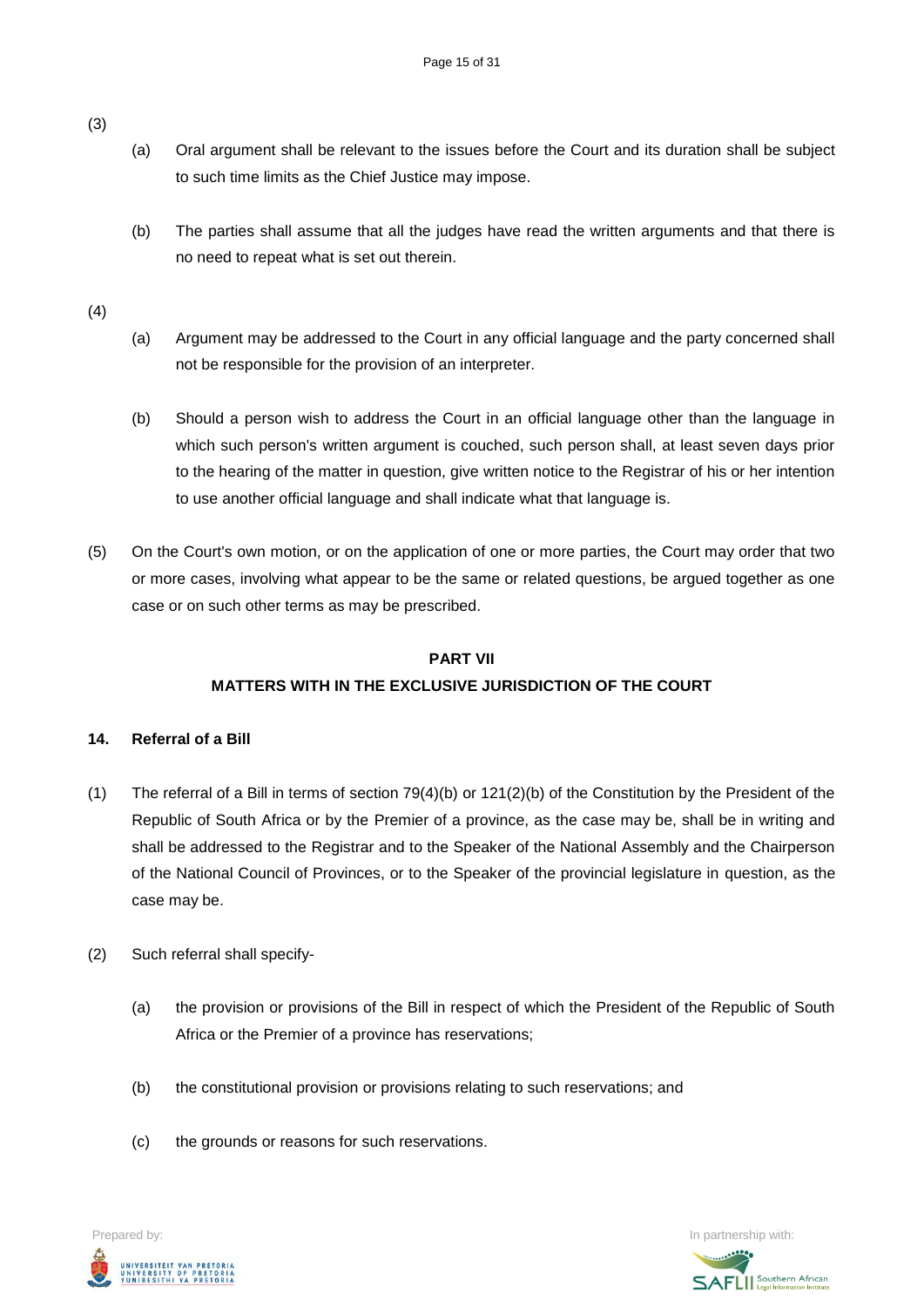(3)

(a) Oral argument shall be relevant to the issues before the Court and its duration shall be subject to such time limits as the Chief Justice may impose.

(b) The parties shall assume that all the judges have read the written arguments and that there is no need to repeat what is set out therein.

(4)

(a) Argument may be addressed to the Court in any official language and the party concerned shall not be responsible for the provision of an interpreter.

(b) Should a person wish to address the Court in an official language other than the language in which such person's written argument is couched, such person shall, at least seven days prior to the hearing of the matter in question, give written notice to the Registrar of his or her intention to use another official language and shall indicate what that language is.

(5) On the Court's own motion, or on the application of one or more parties, the Court may order that two or more cases, involving what appear to be the same or related questions, be argued together as one case or on such other terms as may be prescribed.

## PART VII

## MATTERS WITH IN THE EXCLUSIVE JURISDICTION OF THE COURT

### 14. Referral of a Bill

(1) The referral of a Bill in terms of section 79(4)(b) or 121(2)(b) of the Constitution by the President of the Republic of South Africa or by the Premier of a province, as the case may be, shall be in writing and shall be addressed to the Registrar and to the Speaker of the National Assembly and the Chairperson of the National Council of Provinces, or to the Speaker of the provincial legislature in question, as the case may be.

(2) Such referral shall specify-

(a) the provision or provisions of the Bill in respect of which the President of the Republic of South Africa or the Premier of a province has reservations;

(b) the constitutional provision or provisions relating to such reservations; and

(c) the grounds or reasons for such reservations.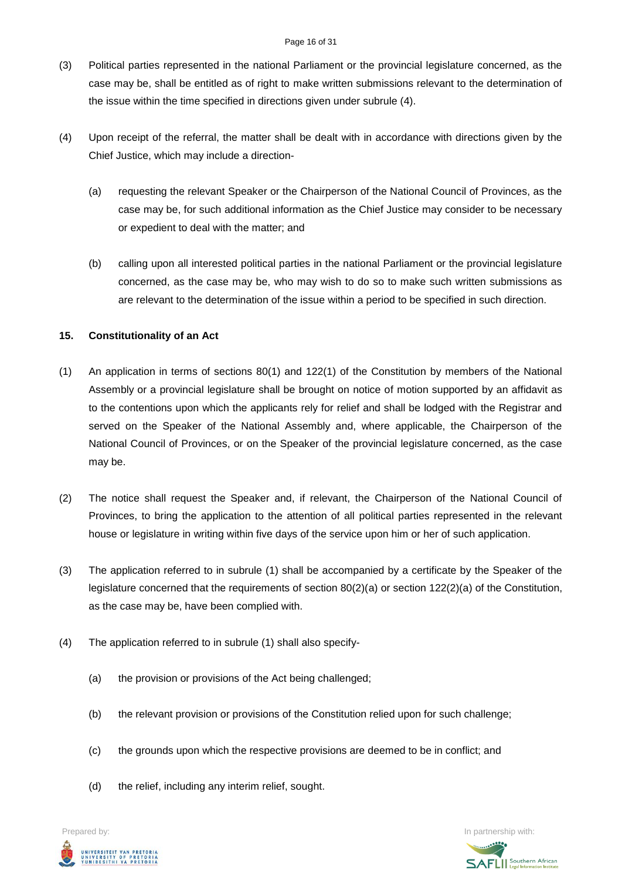(3) Political parties represented in the national Parliament or the provincial legislature concerned, as the case may be, shall be entitled as of right to make written submissions relevant to the determination of the issue within the time specified in directions given under subrule (4).

(4) Upon receipt of the referral, the matter shall be dealt with in accordance with directions given by the Chief Justice, which may include a direction-

  (a) requesting the relevant Speaker or the Chairperson of the National Council of Provinces, as the case may be, for such additional information as the Chief Justice may consider to be necessary or expedient to deal with the matter; and

  (b) calling upon all interested political parties in the national Parliament or the provincial legislature concerned, as the case may be, who may wish to do so to make such written submissions as are relevant to the determination of the issue within a period to be specified in such direction.

### 15. Constitutionality of an Act

(1) An application in terms of sections 80(1) and 122(1) of the Constitution by members of the National Assembly or a provincial legislature shall be brought on notice of motion supported by an affidavit as to the contentions upon which the applicants rely for relief and shall be lodged with the Registrar and served on the Speaker of the National Assembly and, where applicable, the Chairperson of the National Council of Provinces, or on the Speaker of the provincial legislature concerned, as the case may be.

(2) The notice shall request the Speaker and, if relevant, the Chairperson of the National Council of Provinces, to bring the application to the attention of all political parties represented in the relevant house or legislature in writing within five days of the service upon him or her of such application.

(3) The application referred to in subrule (1) shall be accompanied by a certificate by the Speaker of the legislature concerned that the requirements of section 80(2)(a) or section 122(2)(a) of the Constitution, as the case may be, have been complied with.

(4) The application referred to in subrule (1) shall also specify-

  (a) the provision or provisions of the Act being challenged;

  (b) the relevant provision or provisions of the Constitution relied upon for such challenge;

  (c) the grounds upon which the respective provisions are deemed to be in conflict; and

  (d) the relief, including any interim relief, sought.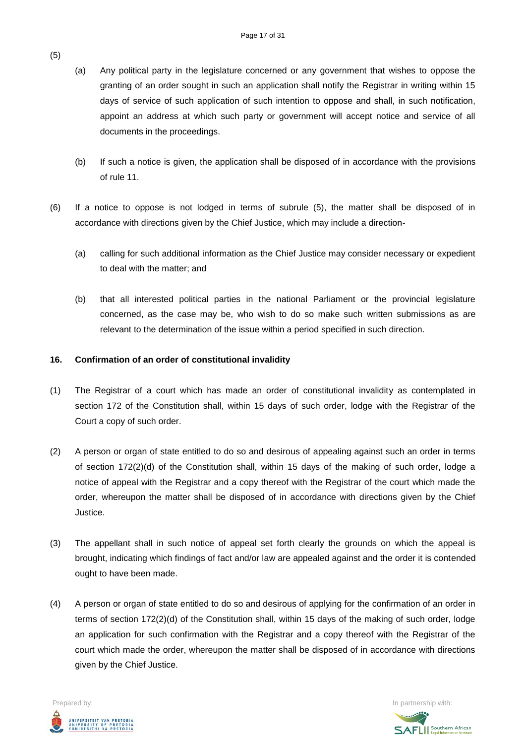(5)

(a) Any political party in the legislature concerned or any government that wishes to oppose the granting of an order sought in such an application shall notify the Registrar in writing within 15 days of service of such application of such intention to oppose and shall, in such notification, appoint an address at which such party or government will accept notice and service of all documents in the proceedings.

(b) If such a notice is given, the application shall be disposed of in accordance with the provisions of rule 11.

(6) If a notice to oppose is not lodged in terms of subrule (5), the matter shall be disposed of in accordance with directions given by the Chief Justice, which may include a direction-

(a) calling for such additional information as the Chief Justice may consider necessary or expedient to deal with the matter; and

(b) that all interested political parties in the national Parliament or the provincial legislature concerned, as the case may be, who wish to do so make such written submissions as are relevant to the determination of the issue within a period specified in such direction.

**16. Confirmation of an order of constitutional invalidity**

(1) The Registrar of a court which has made an order of constitutional invalidity as contemplated in section 172 of the Constitution shall, within 15 days of such order, lodge with the Registrar of the Court a copy of such order.

(2) A person or organ of state entitled to do so and desirous of appealing against such an order in terms of section 172(2)(d) of the Constitution shall, within 15 days of the making of such order, lodge a notice of appeal with the Registrar and a copy thereof with the Registrar of the court which made the order, whereupon the matter shall be disposed of in accordance with directions given by the Chief Justice.

(3) The appellant shall in such notice of appeal set forth clearly the grounds on which the appeal is brought, indicating which findings of fact and/or law are appealed against and the order it is contended ought to have been made.

(4) A person or organ of state entitled to do so and desirous of applying for the confirmation of an order in terms of section 172(2)(d) of the Constitution shall, within 15 days of the making of such order, lodge an application for such confirmation with the Registrar and a copy thereof with the Registrar of the court which made the order, whereupon the matter shall be disposed of in accordance with directions given by the Chief Justice.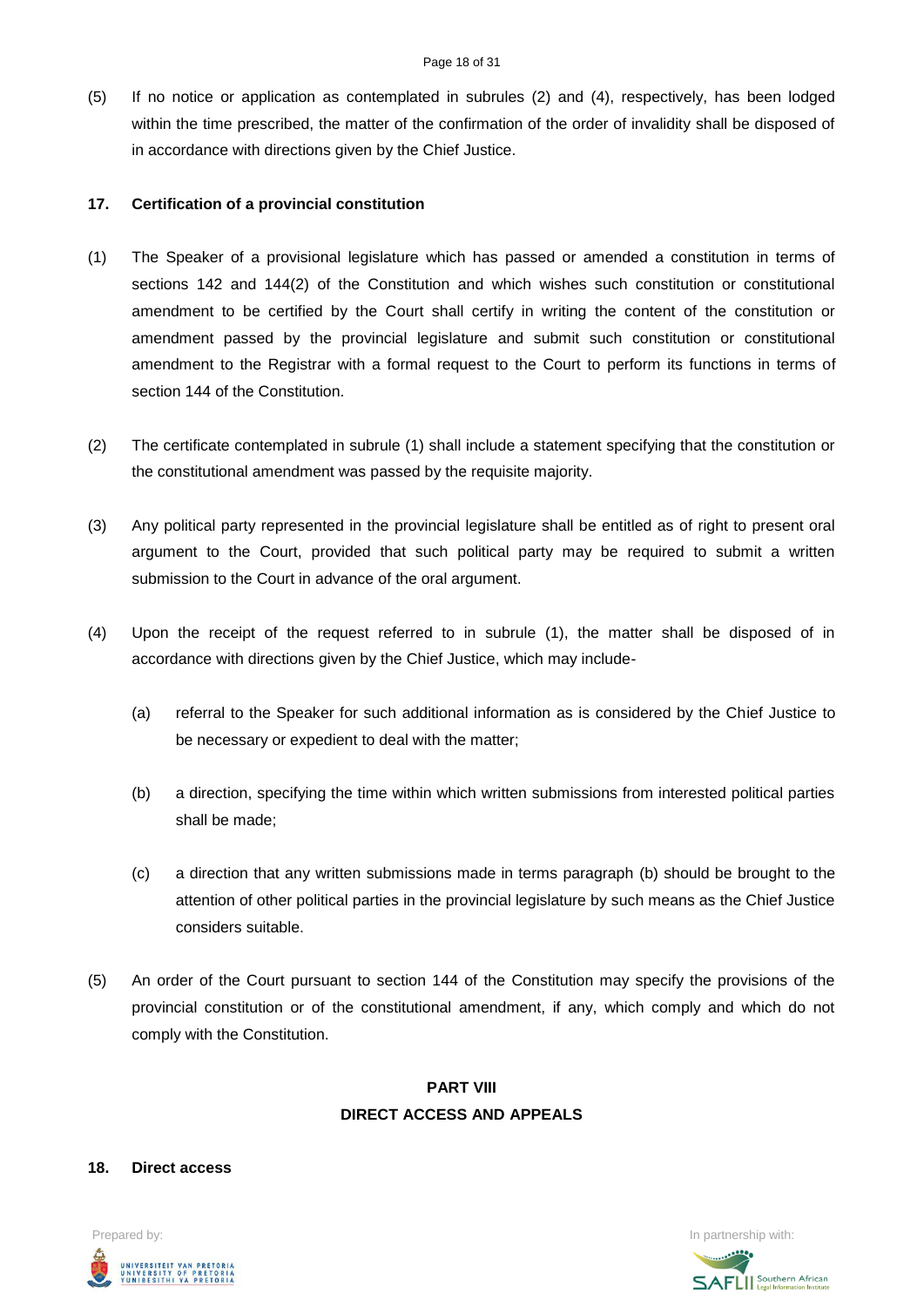(5) If no notice or application as contemplated in subrules (2) and (4), respectively, has been lodged within the time prescribed, the matter of the confirmation of the order of invalidity shall be disposed of in accordance with directions given by the Chief Justice.

**17. Certification of a provincial constitution**

(1) The Speaker of a provisional legislature which has passed or amended a constitution in terms of sections 142 and 144(2) of the Constitution and which wishes such constitution or constitutional amendment to be certified by the Court shall certify in writing the content of the constitution or amendment passed by the provincial legislature and submit such constitution or constitutional amendment to the Registrar with a formal request to the Court to perform its functions in terms of section 144 of the Constitution.

(2) The certificate contemplated in subrule (1) shall include a statement specifying that the constitution or the constitutional amendment was passed by the requisite majority.

(3) Any political party represented in the provincial legislature shall be entitled as of right to present oral argument to the Court, provided that such political party may be required to submit a written submission to the Court in advance of the oral argument.

(4) Upon the receipt of the request referred to in subrule (1), the matter shall be disposed of in accordance with directions given by the Chief Justice, which may include-

(a) referral to the Speaker for such additional information as is considered by the Chief Justice to be necessary or expedient to deal with the matter;

(b) a direction, specifying the time within which written submissions from interested political parties shall be made;

(c) a direction that any written submissions made in terms paragraph (b) should be brought to the attention of other political parties in the provincial legislature by such means as the Chief Justice considers suitable.

(5) An order of the Court pursuant to section 144 of the Constitution may specify the provisions of the provincial constitution or of the constitutional amendment, if any, which comply and which do not comply with the Constitution.

## PART VIII
## DIRECT ACCESS AND APPEALS

**18. Direct access**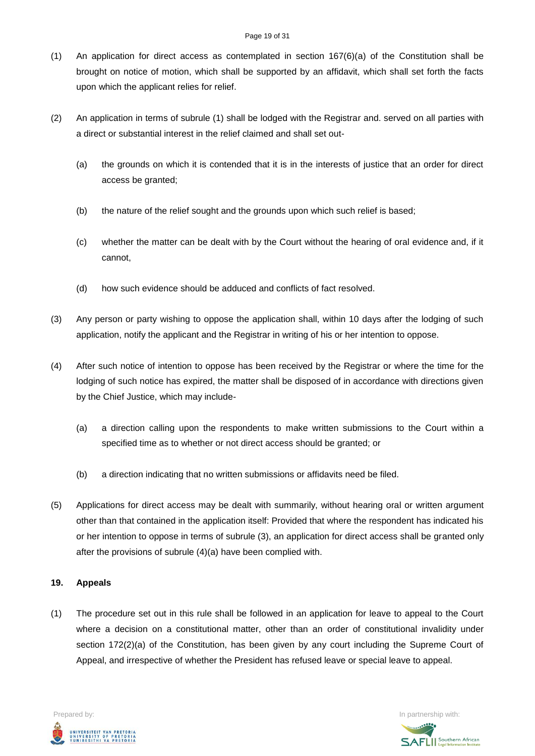(1) An application for direct access as contemplated in section 167(6)(a) of the Constitution shall be brought on notice of motion, which shall be supported by an affidavit, which shall set forth the facts upon which the applicant relies for relief.

(2) An application in terms of subrule (1) shall be lodged with the Registrar and. served on all parties with a direct or substantial interest in the relief claimed and shall set out-

  (a) the grounds on which it is contended that it is in the interests of justice that an order for direct access be granted;

  (b) the nature of the relief sought and the grounds upon which such relief is based;

  (c) whether the matter can be dealt with by the Court without the hearing of oral evidence and, if it cannot,

  (d) how such evidence should be adduced and conflicts of fact resolved.

(3) Any person or party wishing to oppose the application shall, within 10 days after the lodging of such application, notify the applicant and the Registrar in writing of his or her intention to oppose.

(4) After such notice of intention to oppose has been received by the Registrar or where the time for the lodging of such notice has expired, the matter shall be disposed of in accordance with directions given by the Chief Justice, which may include-

  (a) a direction calling upon the respondents to make written submissions to the Court within a specified time as to whether or not direct access should be granted; or

  (b) a direction indicating that no written submissions or affidavits need be filed.

(5) Applications for direct access may be dealt with summarily, without hearing oral or written argument other than that contained in the application itself: Provided that where the respondent has indicated his or her intention to oppose in terms of subrule (3), an application for direct access shall be granted only after the provisions of subrule (4)(a) have been complied with.

**19. Appeals**

(1) The procedure set out in this rule shall be followed in an application for leave to appeal to the Court where a decision on a constitutional matter, other than an order of constitutional invalidity under section 172(2)(a) of the Constitution, has been given by any court including the Supreme Court of Appeal, and irrespective of whether the President has refused leave or special leave to appeal.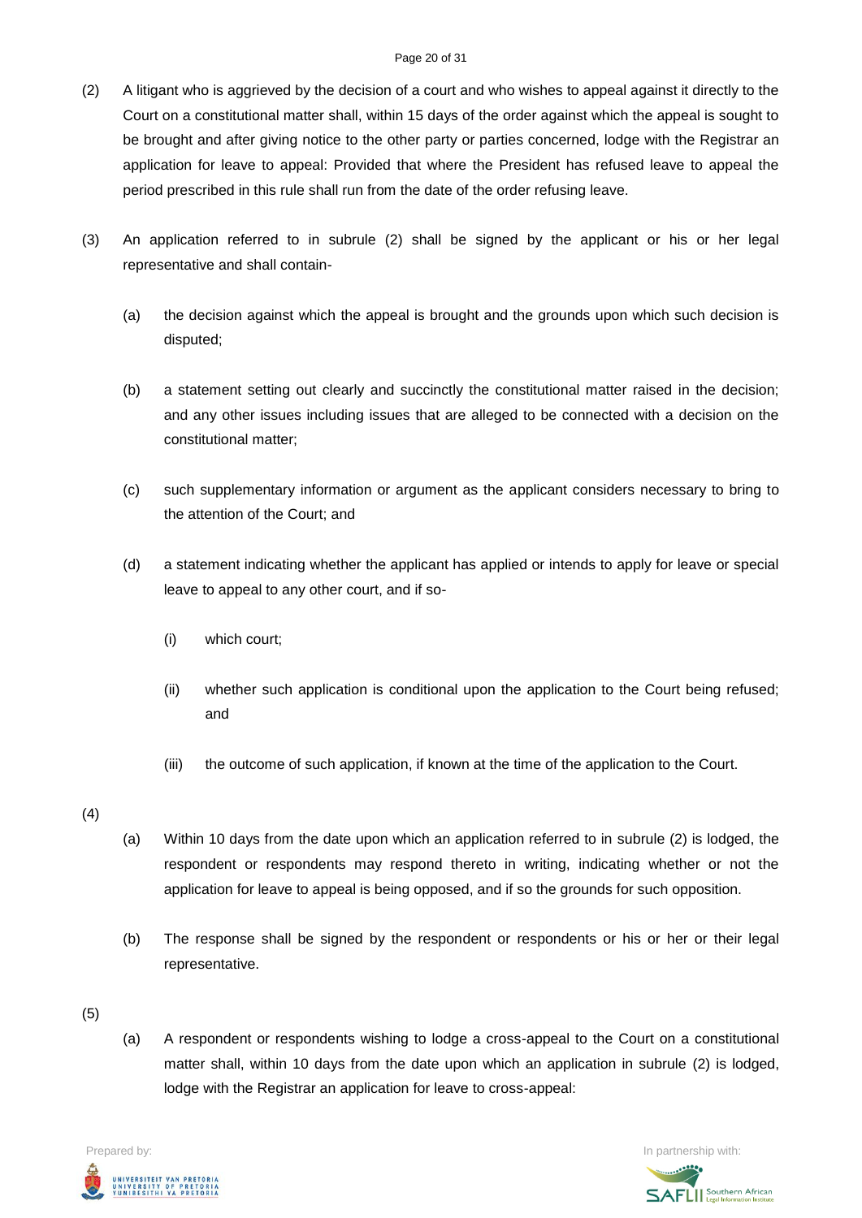(2) A litigant who is aggrieved by the decision of a court and who wishes to appeal against it directly to the Court on a constitutional matter shall, within 15 days of the order against which the appeal is sought to be brought and after giving notice to the other party or parties concerned, lodge with the Registrar an application for leave to appeal: Provided that where the President has refused leave to appeal the period prescribed in this rule shall run from the date of the order refusing leave.

(3) An application referred to in subrule (2) shall be signed by the applicant or his or her legal representative and shall contain-

- (a) the decision against which the appeal is brought and the grounds upon which such decision is disputed;
- (b) a statement setting out clearly and succinctly the constitutional matter raised in the decision; and any other issues including issues that are alleged to be connected with a decision on the constitutional matter;
- (c) such supplementary information or argument as the applicant considers necessary to bring to the attention of the Court; and
- (d) a statement indicating whether the applicant has applied or intends to apply for leave or special leave to appeal to any other court, and if so-
  - (i) which court;
  - (ii) whether such application is conditional upon the application to the Court being refused; and
  - (iii) the outcome of such application, if known at the time of the application to the Court.

(4)

- (a) Within 10 days from the date upon which an application referred to in subrule (2) is lodged, the respondent or respondents may respond thereto in writing, indicating whether or not the application for leave to appeal is being opposed, and if so the grounds for such opposition.
- (b) The response shall be signed by the respondent or respondents or his or her or their legal representative.

(5)

- (a) A respondent or respondents wishing to lodge a cross-appeal to the Court on a constitutional matter shall, within 10 days from the date upon which an application in subrule (2) is lodged, lodge with the Registrar an application for leave to cross-appeal: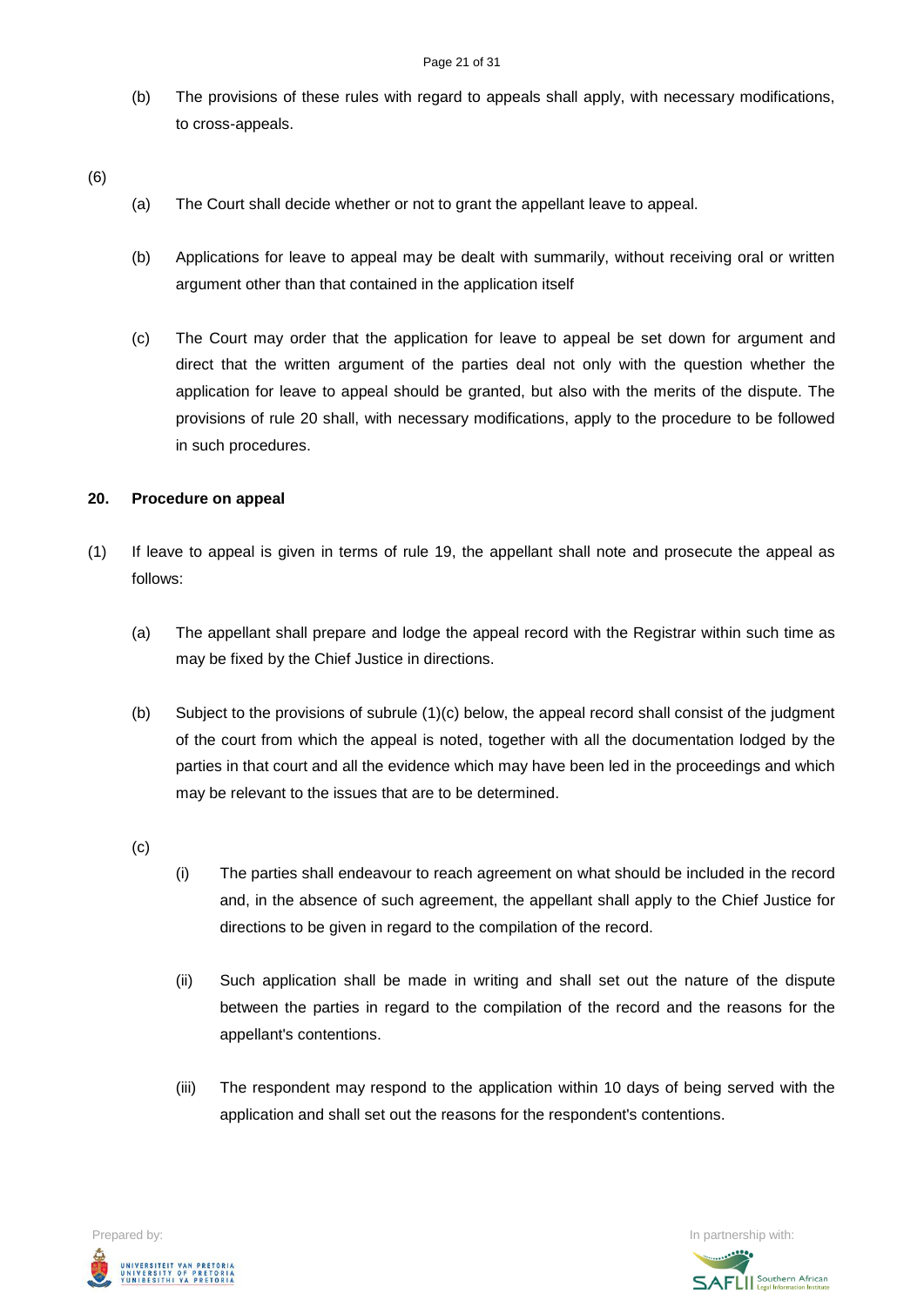(b) The provisions of these rules with regard to appeals shall apply, with necessary modifications, to cross-appeals.

(6)

(a) The Court shall decide whether or not to grant the appellant leave to appeal.

(b) Applications for leave to appeal may be dealt with summarily, without receiving oral or written argument other than that contained in the application itself

(c) The Court may order that the application for leave to appeal be set down for argument and direct that the written argument of the parties deal not only with the question whether the application for leave to appeal should be granted, but also with the merits of the dispute. The provisions of rule 20 shall, with necessary modifications, apply to the procedure to be followed in such procedures.

**20. Procedure on appeal**

(1) If leave to appeal is given in terms of rule 19, the appellant shall note and prosecute the appeal as follows:

(a) The appellant shall prepare and lodge the appeal record with the Registrar within such time as may be fixed by the Chief Justice in directions.

(b) Subject to the provisions of subrule (1)(c) below, the appeal record shall consist of the judgment of the court from which the appeal is noted, together with all the documentation lodged by the parties in that court and all the evidence which may have been led in the proceedings and which may be relevant to the issues that are to be determined.

(c)

(i) The parties shall endeavour to reach agreement on what should be included in the record and, in the absence of such agreement, the appellant shall apply to the Chief Justice for directions to be given in regard to the compilation of the record.

(ii) Such application shall be made in writing and shall set out the nature of the dispute between the parties in regard to the compilation of the record and the reasons for the appellant's contentions.

(iii) The respondent may respond to the application within 10 days of being served with the application and shall set out the reasons for the respondent's contentions.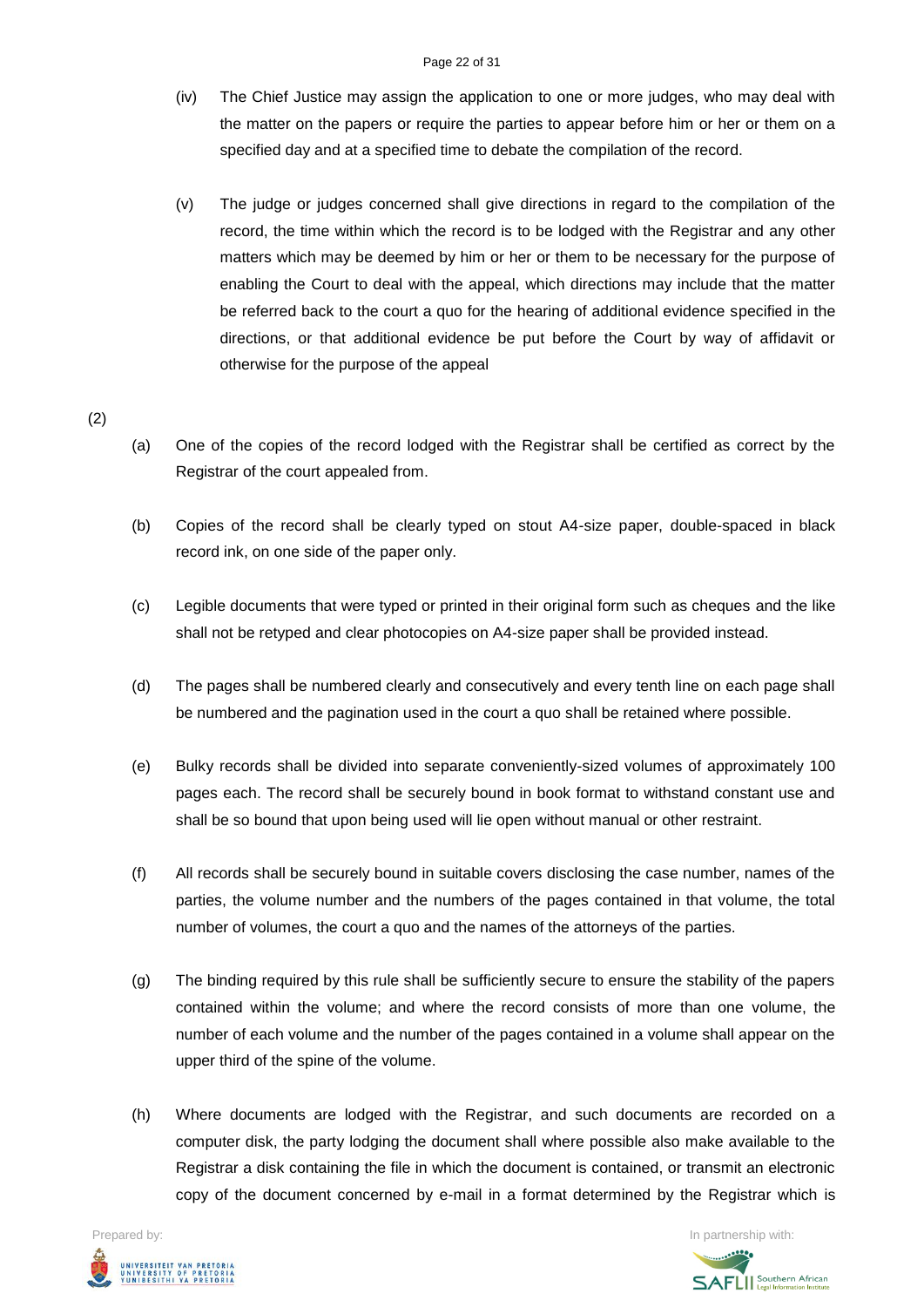(iv) The Chief Justice may assign the application to one or more judges, who may deal with the matter on the papers or require the parties to appear before him or her or them on a specified day and at a specified time to debate the compilation of the record.

(v) The judge or judges concerned shall give directions in regard to the compilation of the record, the time within which the record is to be lodged with the Registrar and any other matters which may be deemed by him or her or them to be necessary for the purpose of enabling the Court to deal with the appeal, which directions may include that the matter be referred back to the court a quo for the hearing of additional evidence specified in the directions, or that additional evidence be put before the Court by way of affidavit or otherwise for the purpose of the appeal

(2)

(a) One of the copies of the record lodged with the Registrar shall be certified as correct by the Registrar of the court appealed from.

(b) Copies of the record shall be clearly typed on stout A4-size paper, double-spaced in black record ink, on one side of the paper only.

(c) Legible documents that were typed or printed in their original form such as cheques and the like shall not be retyped and clear photocopies on A4-size paper shall be provided instead.

(d) The pages shall be numbered clearly and consecutively and every tenth line on each page shall be numbered and the pagination used in the court a quo shall be retained where possible.

(e) Bulky records shall be divided into separate conveniently-sized volumes of approximately 100 pages each. The record shall be securely bound in book format to withstand constant use and shall be so bound that upon being used will lie open without manual or other restraint.

(f) All records shall be securely bound in suitable covers disclosing the case number, names of the parties, the volume number and the numbers of the pages contained in that volume, the total number of volumes, the court a quo and the names of the attorneys of the parties.

(g) The binding required by this rule shall be sufficiently secure to ensure the stability of the papers contained within the volume; and where the record consists of more than one volume, the number of each volume and the number of the pages contained in a volume shall appear on the upper third of the spine of the volume.

(h) Where documents are lodged with the Registrar, and such documents are recorded on a computer disk, the party lodging the document shall where possible also make available to the Registrar a disk containing the file in which the document is contained, or transmit an electronic copy of the document concerned by e-mail in a format determined by the Registrar which is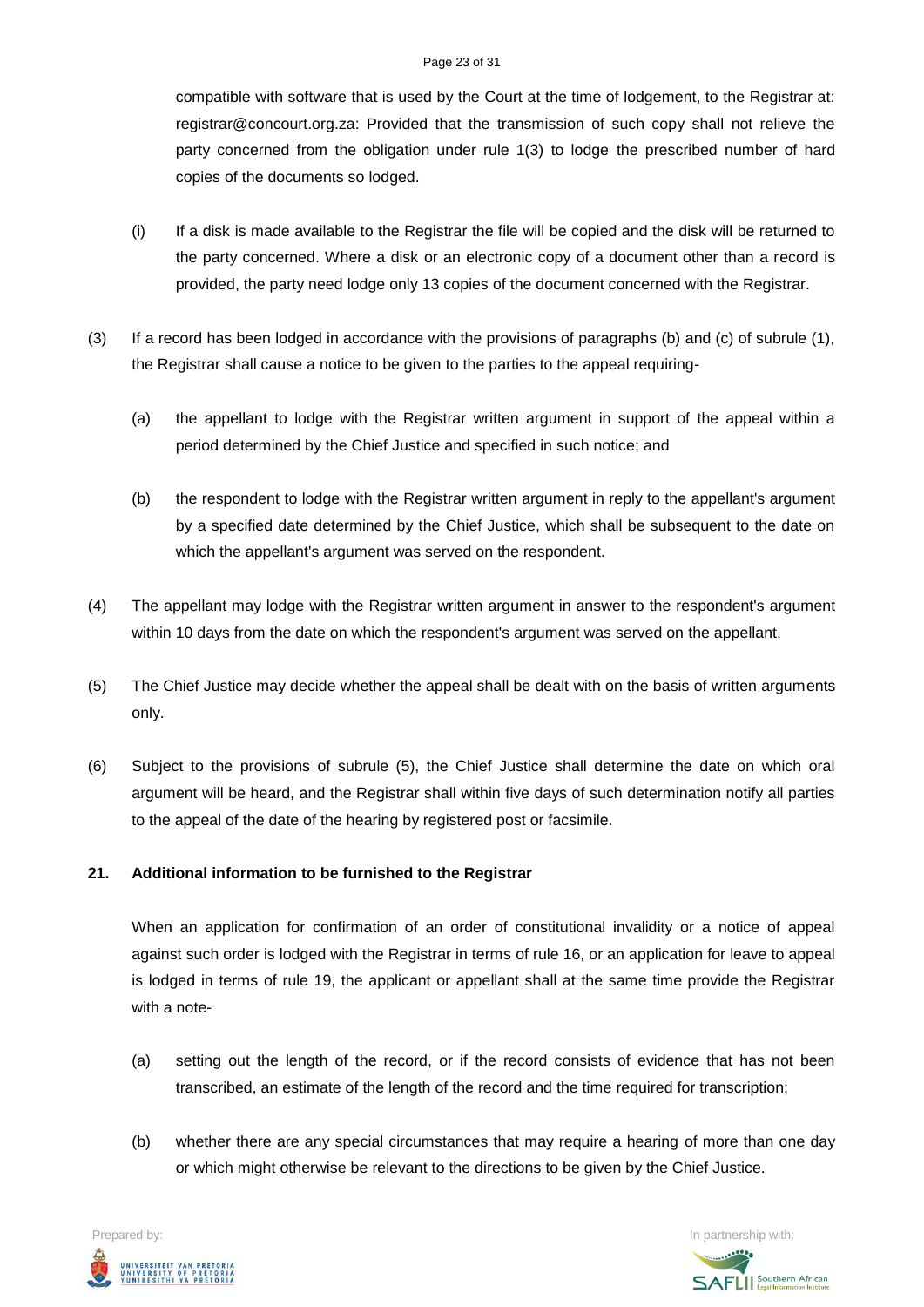compatible with software that is used by the Court at the time of lodgement, to the Registrar at: registrar@concourt.org.za: Provided that the transmission of such copy shall not relieve the party concerned from the obligation under rule 1(3) to lodge the prescribed number of hard copies of the documents so lodged.

(i) If a disk is made available to the Registrar the file will be copied and the disk will be returned to the party concerned. Where a disk or an electronic copy of a document other than a record is provided, the party need lodge only 13 copies of the document concerned with the Registrar.

(3) If a record has been lodged in accordance with the provisions of paragraphs (b) and (c) of subrule (1), the Registrar shall cause a notice to be given to the parties to the appeal requiring-

(a) the appellant to lodge with the Registrar written argument in support of the appeal within a period determined by the Chief Justice and specified in such notice; and

(b) the respondent to lodge with the Registrar written argument in reply to the appellant's argument by a specified date determined by the Chief Justice, which shall be subsequent to the date on which the appellant's argument was served on the respondent.

(4) The appellant may lodge with the Registrar written argument in answer to the respondent's argument within 10 days from the date on which the respondent's argument was served on the appellant.

(5) The Chief Justice may decide whether the appeal shall be dealt with on the basis of written arguments only.

(6) Subject to the provisions of subrule (5), the Chief Justice shall determine the date on which oral argument will be heard, and the Registrar shall within five days of such determination notify all parties to the appeal of the date of the hearing by registered post or facsimile.

**21. Additional information to be furnished to the Registrar**

When an application for confirmation of an order of constitutional invalidity or a notice of appeal against such order is lodged with the Registrar in terms of rule 16, or an application for leave to appeal is lodged in terms of rule 19, the applicant or appellant shall at the same time provide the Registrar with a note-

(a) setting out the length of the record, or if the record consists of evidence that has not been transcribed, an estimate of the length of the record and the time required for transcription;

(b) whether there are any special circumstances that may require a hearing of more than one day or which might otherwise be relevant to the directions to be given by the Chief Justice.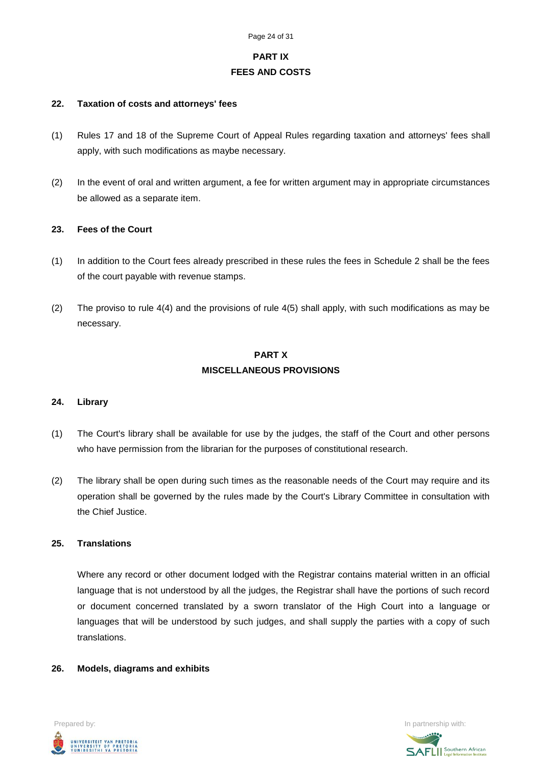## PART IX
## FEES AND COSTS

### 22. Taxation of costs and attorneys' fees

(1) Rules 17 and 18 of the Supreme Court of Appeal Rules regarding taxation and attorneys' fees shall apply, with such modifications as maybe necessary.

(2) In the event of oral and written argument, a fee for written argument may in appropriate circumstances be allowed as a separate item.

### 23. Fees of the Court

(1) In addition to the Court fees already prescribed in these rules the fees in Schedule 2 shall be the fees of the court payable with revenue stamps.

(2) The proviso to rule 4(4) and the provisions of rule 4(5) shall apply, with such modifications as may be necessary.

## PART X
## MISCELLANEOUS PROVISIONS

### 24. Library

(1) The Court's library shall be available for use by the judges, the staff of the Court and other persons who have permission from the librarian for the purposes of constitutional research.

(2) The library shall be open during such times as the reasonable needs of the Court may require and its operation shall be governed by the rules made by the Court's Library Committee in consultation with the Chief Justice.

### 25. Translations

Where any record or other document lodged with the Registrar contains material written in an official language that is not understood by all the judges, the Registrar shall have the portions of such record or document concerned translated by a sworn translator of the High Court into a language or languages that will be understood by such judges, and shall supply the parties with a copy of such translations.

### 26. Models, diagrams and exhibits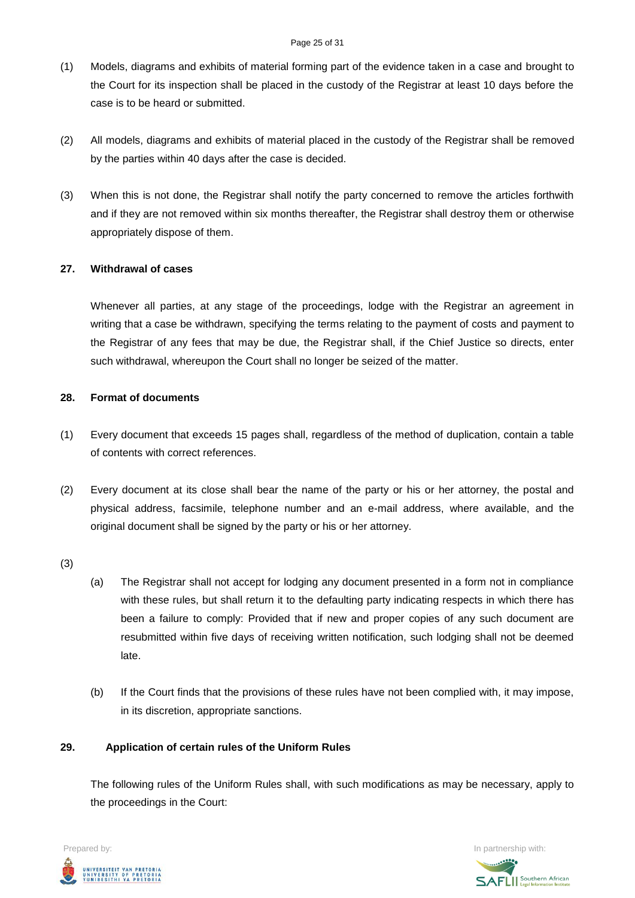(1) Models, diagrams and exhibits of material forming part of the evidence taken in a case and brought to the Court for its inspection shall be placed in the custody of the Registrar at least 10 days before the case is to be heard or submitted.

(2) All models, diagrams and exhibits of material placed in the custody of the Registrar shall be removed by the parties within 40 days after the case is decided.

(3) When this is not done, the Registrar shall notify the party concerned to remove the articles forthwith and if they are not removed within six months thereafter, the Registrar shall destroy them or otherwise appropriately dispose of them.

**27. Withdrawal of cases**

Whenever all parties, at any stage of the proceedings, lodge with the Registrar an agreement in writing that a case be withdrawn, specifying the terms relating to the payment of costs and payment to the Registrar of any fees that may be due, the Registrar shall, if the Chief Justice so directs, enter such withdrawal, whereupon the Court shall no longer be seized of the matter.

**28. Format of documents**

(1) Every document that exceeds 15 pages shall, regardless of the method of duplication, contain a table of contents with correct references.

(2) Every document at its close shall bear the name of the party or his or her attorney, the postal and physical address, facsimile, telephone number and an e-mail address, where available, and the original document shall be signed by the party or his or her attorney.

(3)

(a) The Registrar shall not accept for lodging any document presented in a form not in compliance with these rules, but shall return it to the defaulting party indicating respects in which there has been a failure to comply: Provided that if new and proper copies of any such document are resubmitted within five days of receiving written notification, such lodging shall not be deemed late.

(b) If the Court finds that the provisions of these rules have not been complied with, it may impose, in its discretion, appropriate sanctions.

**29. Application of certain rules of the Uniform Rules**

The following rules of the Uniform Rules shall, with such modifications as may be necessary, apply to the proceedings in the Court: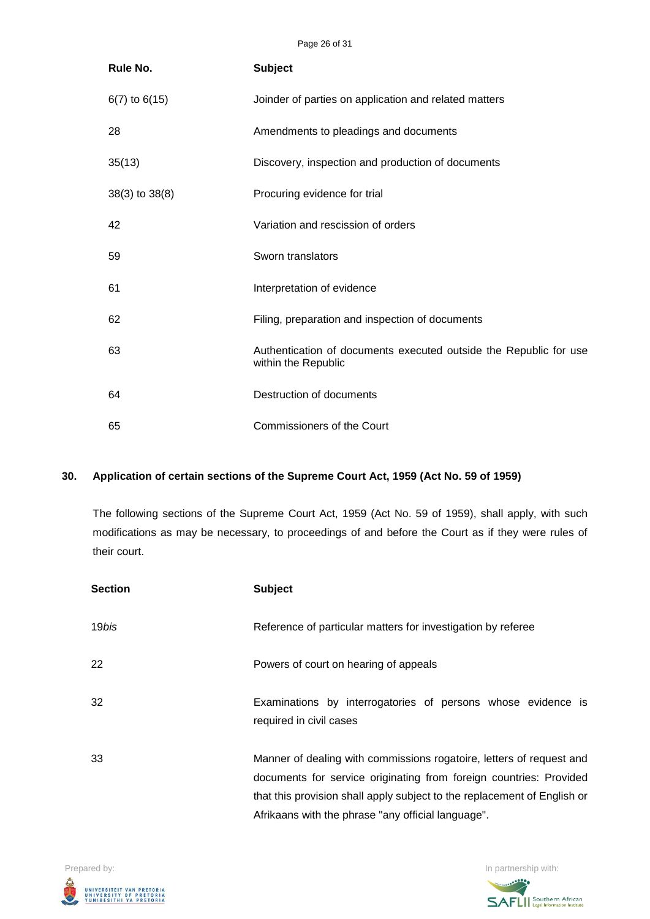| Rule No. | Subject |
| --- | --- |
| 6(7) to 6(15) | Joinder of parties on application and related matters |
| 28 | Amendments to pleadings and documents |
| 35(13) | Discovery, inspection and production of documents |
| 38(3) to 38(8) | Procuring evidence for trial |
| 42 | Variation and rescission of orders |
| 59 | Sworn translators |
| 61 | Interpretation of evidence |
| 62 | Filing, preparation and inspection of documents |
| 63 | Authentication of documents executed outside the Republic for use within the Republic |
| 64 | Destruction of documents |
| 65 | Commissioners of the Court |

**30. Application of certain sections of the Supreme Court Act, 1959 (Act No. 59 of 1959)**

The following sections of the Supreme Court Act, 1959 (Act No. 59 of 1959), shall apply, with such modifications as may be necessary, to proceedings of and before the Court as if they were rules of their court.

| Section | Subject |
| --- | --- |
| 19*bis* | Reference of particular matters for investigation by referee |
| 22 | Powers of court on hearing of appeals |
| 32 | Examinations by interrogatories of persons whose evidence is required in civil cases |
| 33 | Manner of dealing with commissions rogatoire, letters of request and documents for service originating from foreign countries: Provided that this provision shall apply subject to the replacement of English or Afrikaans with the phrase "any official language". |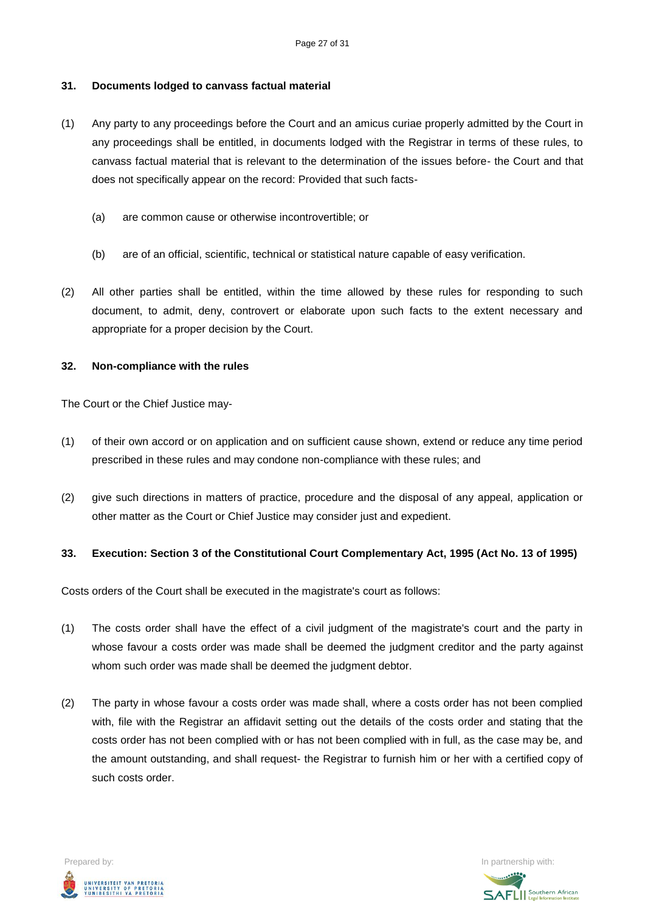### 31. Documents lodged to canvass factual material

(1) Any party to any proceedings before the Court and an amicus curiae properly admitted by the Court in any proceedings shall be entitled, in documents lodged with the Registrar in terms of these rules, to canvass factual material that is relevant to the determination of the issues before- the Court and that does not specifically appear on the record: Provided that such facts-

(a) are common cause or otherwise incontrovertible; or

(b) are of an official, scientific, technical or statistical nature capable of easy verification.

(2) All other parties shall be entitled, within the time allowed by these rules for responding to such document, to admit, deny, controvert or elaborate upon such facts to the extent necessary and appropriate for a proper decision by the Court.

### 32. Non-compliance with the rules

The Court or the Chief Justice may-

(1) of their own accord or on application and on sufficient cause shown, extend or reduce any time period prescribed in these rules and may condone non-compliance with these rules; and

(2) give such directions in matters of practice, procedure and the disposal of any appeal, application or other matter as the Court or Chief Justice may consider just and expedient.

### 33. Execution: Section 3 of the Constitutional Court Complementary Act, 1995 (Act No. 13 of 1995)

Costs orders of the Court shall be executed in the magistrate's court as follows:

(1) The costs order shall have the effect of a civil judgment of the magistrate's court and the party in whose favour a costs order was made shall be deemed the judgment creditor and the party against whom such order was made shall be deemed the judgment debtor.

(2) The party in whose favour a costs order was made shall, where a costs order has not been complied with, file with the Registrar an affidavit setting out the details of the costs order and stating that the costs order has not been complied with or has not been complied with in full, as the case may be, and the amount outstanding, and shall request- the Registrar to furnish him or her with a certified copy of such costs order.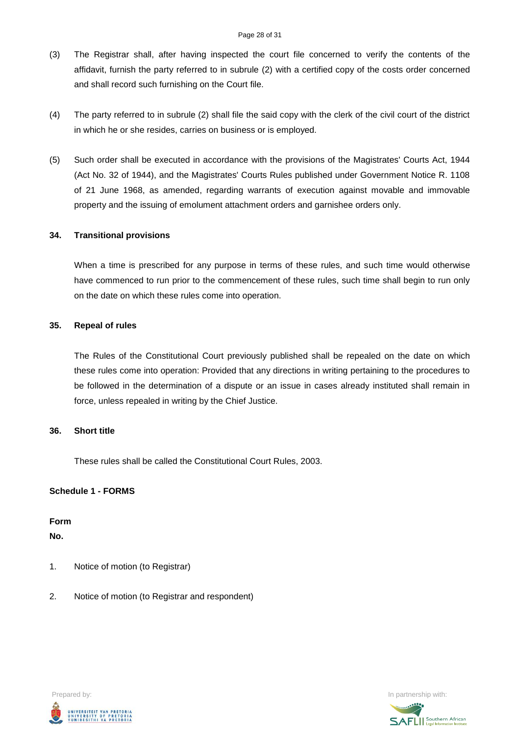(3) The Registrar shall, after having inspected the court file concerned to verify the contents of the affidavit, furnish the party referred to in subrule (2) with a certified copy of the costs order concerned and shall record such furnishing on the Court file.

(4) The party referred to in subrule (2) shall file the said copy with the clerk of the civil court of the district in which he or she resides, carries on business or is employed.

(5) Such order shall be executed in accordance with the provisions of the Magistrates' Courts Act, 1944 (Act No. 32 of 1944), and the Magistrates' Courts Rules published under Government Notice R. 1108 of 21 June 1968, as amended, regarding warrants of execution against movable and immovable property and the issuing of emolument attachment orders and garnishee orders only.

**34. Transitional provisions**

When a time is prescribed for any purpose in terms of these rules, and such time would otherwise have commenced to run prior to the commencement of these rules, such time shall begin to run only on the date on which these rules come into operation.

**35. Repeal of rules**

The Rules of the Constitutional Court previously published shall be repealed on the date on which these rules come into operation: Provided that any directions in writing pertaining to the procedures to be followed in the determination of a dispute or an issue in cases already instituted shall remain in force, unless repealed in writing by the Chief Justice.

**36. Short title**

These rules shall be called the Constitutional Court Rules, 2003.

**Schedule 1 - FORMS**

**Form No.**

1. Notice of motion (to Registrar)
2. Notice of motion (to Registrar and respondent)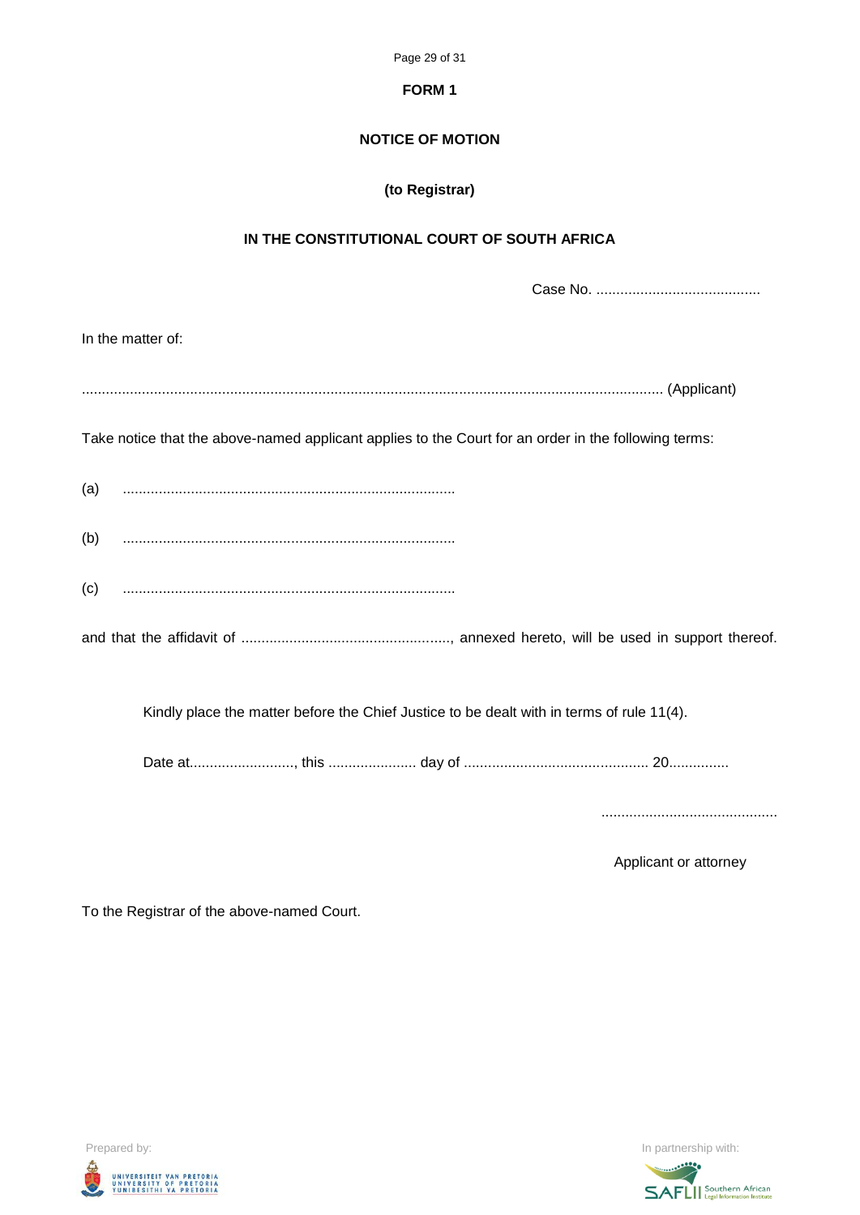**FORM 1**

**NOTICE OF MOTION**

**(to Registrar)**

**IN THE CONSTITUTIONAL COURT OF SOUTH AFRICA**

Case No. ..........................................

In the matter of:

.............................................................................................................................................. (Applicant)

Take notice that the above-named applicant applies to the Court for an order in the following terms:

(a) ..................................................................................

(b) ..................................................................................

(c) ..................................................................................

and that the affidavit of ...................................................., annexed hereto, will be used in support thereof.

Kindly place the matter before the Chief Justice to be dealt with in terms of rule 11(4).

Date at.........................., this ...................... day of .............................................. 20...............

............................................

Applicant or attorney

To the Registrar of the above-named Court.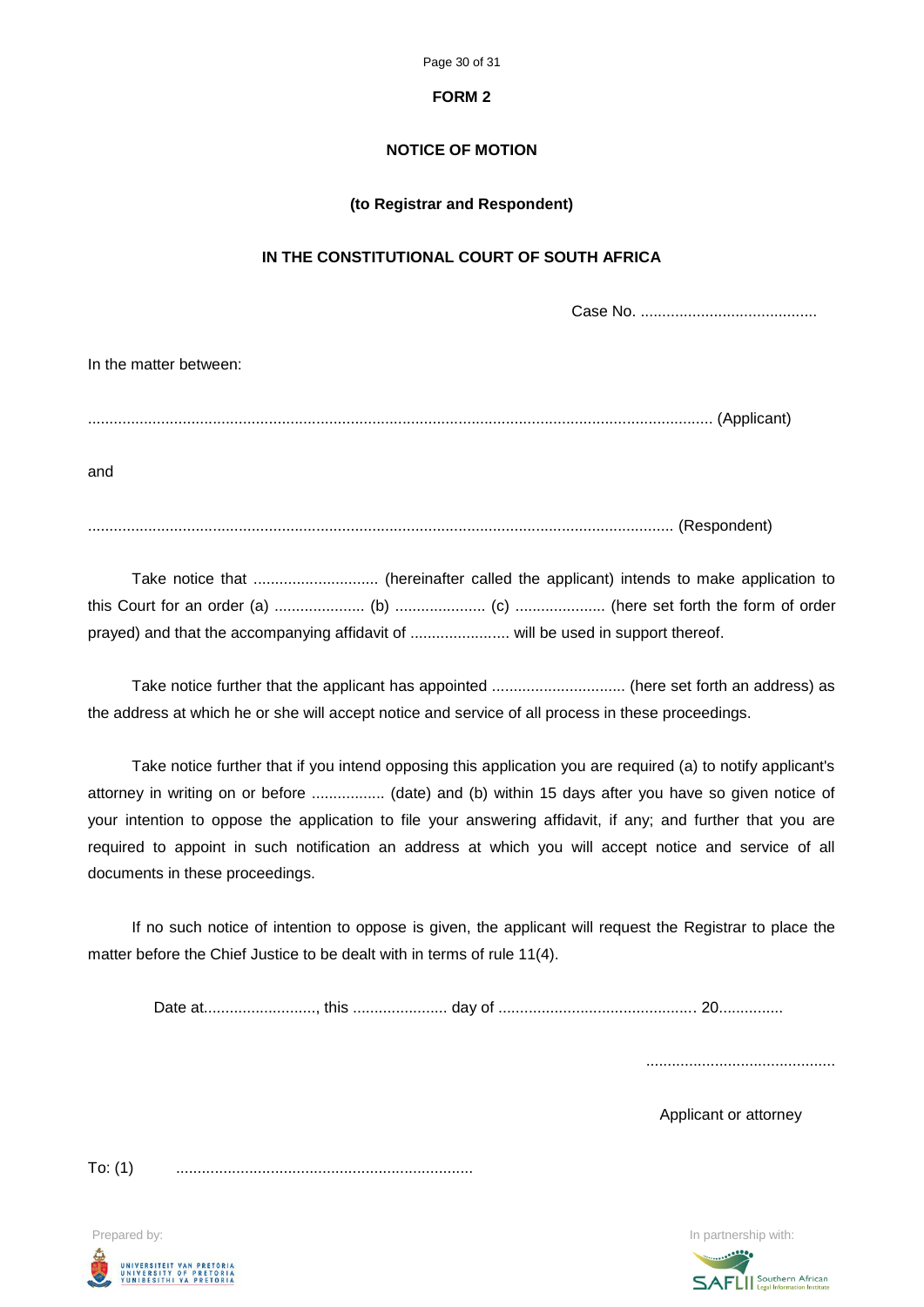**FORM 2**

**NOTICE OF MOTION**

**(to Registrar and Respondent)**

**IN THE CONSTITUTIONAL COURT OF SOUTH AFRICA**

Case No. .........................................

In the matter between:

............................................................................................................................................... (Applicant)

and

...................................................................................................................................... (Respondent)

Take notice that ............................ (hereinafter called the applicant) intends to make application to this Court for an order (a) .................... (b) .................... (c) .................... (here set forth the form of order prayed) and that the accompanying affidavit of ...................... will be used in support thereof.

Take notice further that the applicant has appointed .............................. (here set forth an address) as the address at which he or she will accept notice and service of all process in these proceedings.

Take notice further that if you intend opposing this application you are required (a) to notify applicant's attorney in writing on or before ................ (date) and (b) within 15 days after you have so given notice of your intention to oppose the application to file your answering affidavit, if any; and further that you are required to appoint in such notification an address at which you will accept notice and service of all documents in these proceedings.

If no such notice of intention to oppose is given, the applicant will request the Registrar to place the matter before the Chief Justice to be dealt with in terms of rule 11(4).

Date at.........................., this ..................... day of ............................................. 20...............

............................................

Applicant or attorney

To: (1) .....................................................................

Prepared by: UNIVERSITEIT VAN PRETORIA / UNIVERSITY OF PRETORIA / YUNIBESITHI YA PRETORIA

In partnership with: SAFLII Southern African Legal Information Institute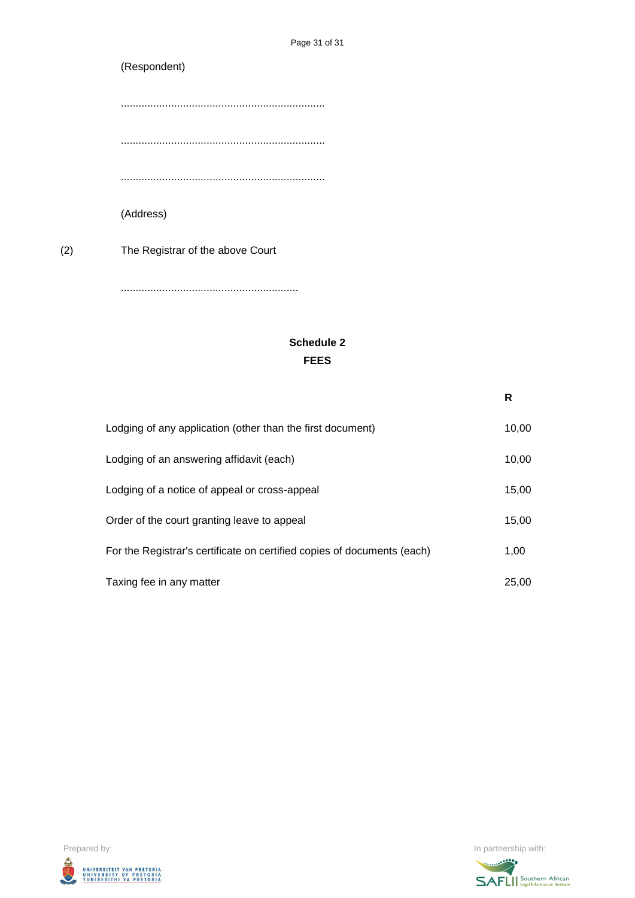(Respondent)

....................................................................

....................................................................

....................................................................

(Address)

(2) The Registrar of the above Court

...........................................................

**Schedule 2**

**FEES**

| | R |
|---|---|
| Lodging of any application (other than the first document) | 10,00 |
| Lodging of an answering affidavit (each) | 10,00 |
| Lodging of a notice of appeal or cross-appeal | 15,00 |
| Order of the court granting leave to appeal | 15,00 |
| For the Registrar's certificate on certified copies of documents (each) | 1,00 |
| Taxing fee in any matter | 25,00 |